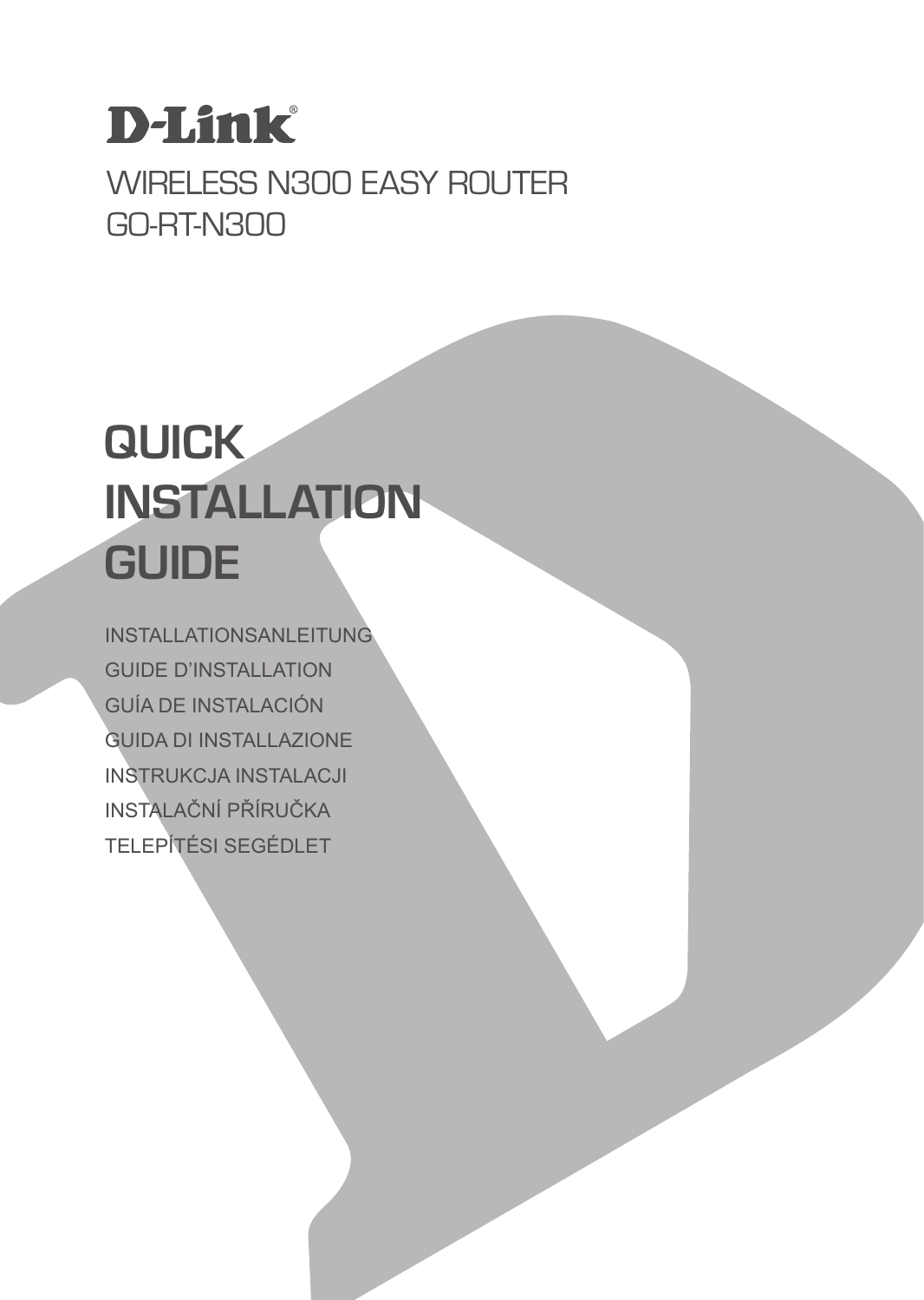D-Link®

WIRELESS N300 EASY ROUTER
GO-RT-N300

# QUICK INSTALLATION GUIDE

INSTALLATIONSANLEITUNG
GUIDE D'INSTALLATION
GUÍA DE INSTALACIÓN
GUIDA DI INSTALLAZIONE
INSTRUKCJA INSTALACJI
INSTALAČNÍ PŘÍRUČKA
TELEPÍTÉSI SEGÉDLET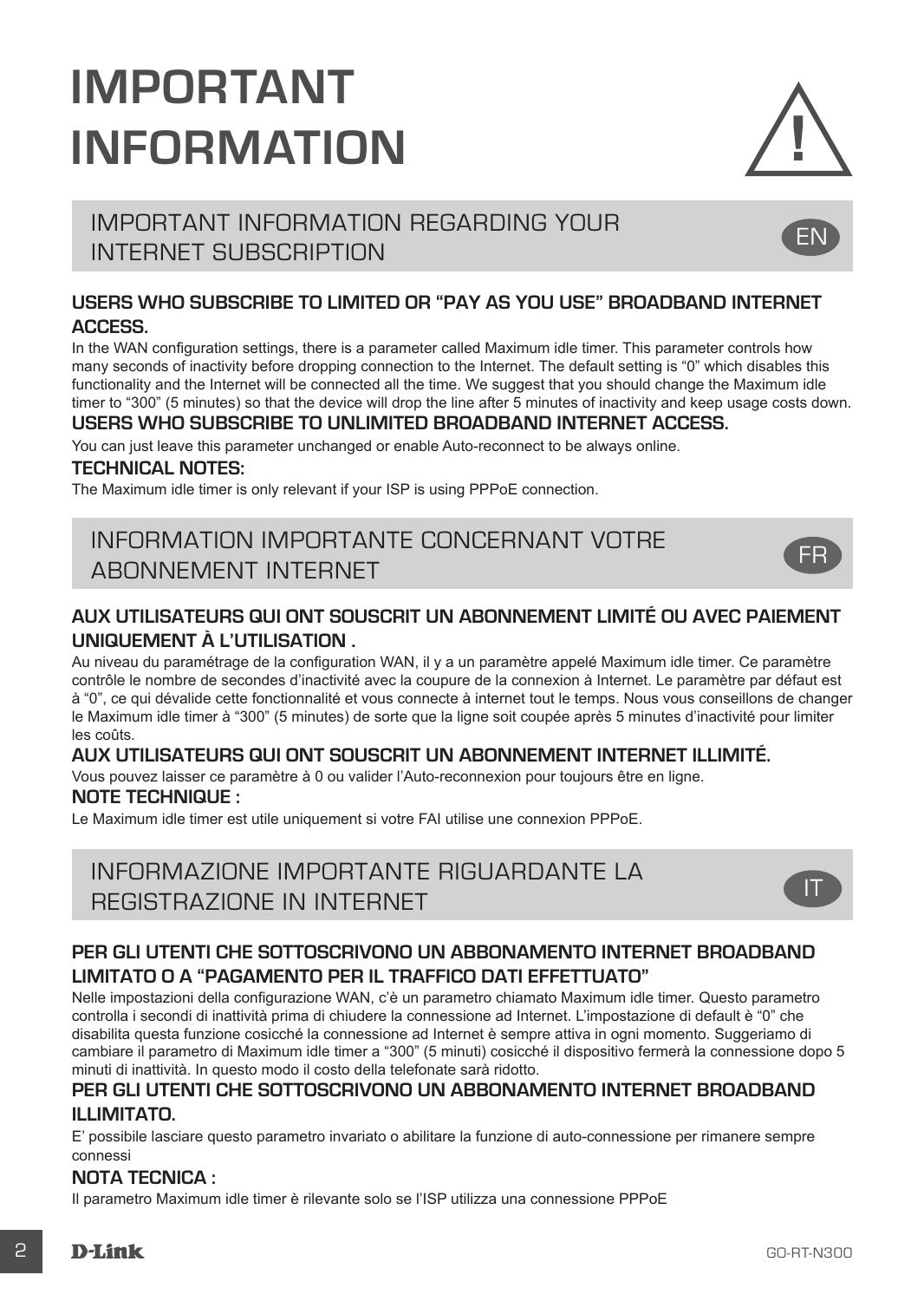# IMPORTANT INFORMATION

## IMPORTANT INFORMATION REGARDING YOUR INTERNET SUBSCRIPTION

EN

### USERS WHO SUBSCRIBE TO LIMITED OR "PAY AS YOU USE" BROADBAND INTERNET ACCESS.

In the WAN configuration settings, there is a parameter called Maximum idle timer. This parameter controls how many seconds of inactivity before dropping connection to the Internet. The default setting is "0" which disables this functionality and the Internet will be connected all the time. We suggest that you should change the Maximum idle timer to "300" (5 minutes) so that the device will drop the line after 5 minutes of inactivity and keep usage costs down.

### USERS WHO SUBSCRIBE TO UNLIMITED BROADBAND INTERNET ACCESS.

You can just leave this parameter unchanged or enable Auto-reconnect to be always online.

### TECHNICAL NOTES:

The Maximum idle timer is only relevant if your ISP is using PPPoE connection.

## INFORMATION IMPORTANTE CONCERNANT VOTRE ABONNEMENT INTERNET

FR

### AUX UTILISATEURS QUI ONT SOUSCRIT UN ABONNEMENT LIMITÉ OU AVEC PAIEMENT UNIQUEMENT À L'UTILISATION .

Au niveau du paramétrage de la configuration WAN, il y a un paramètre appelé Maximum idle timer. Ce paramètre contrôle le nombre de secondes d'inactivité avec la coupure de la connexion à Internet. Le paramètre par défaut est à "0", ce qui dévalide cette fonctionnalité et vous connecte à internet tout le temps. Nous vous conseillons de changer le Maximum idle timer à "300" (5 minutes) de sorte que la ligne soit coupée après 5 minutes d'inactivité pour limiter les coûts.

### AUX UTILISATEURS QUI ONT SOUSCRIT UN ABONNEMENT INTERNET ILLIMITÉ.

Vous pouvez laisser ce paramètre à 0 ou valider l'Auto-reconnexion pour toujours être en ligne.

### NOTE TECHNIQUE :

Le Maximum idle timer est utile uniquement si votre FAI utilise une connexion PPPoE.

## INFORMAZIONE IMPORTANTE RIGUARDANTE LA REGISTRAZIONE IN INTERNET

IT

### PER GLI UTENTI CHE SOTTOSCRIVONO UN ABBONAMENTO INTERNET BROADBAND LIMITATO O A "PAGAMENTO PER IL TRAFFICO DATI EFFETTUATO"

Nelle impostazioni della configurazione WAN, c'è un parametro chiamato Maximum idle timer. Questo parametro controlla i secondi di inattività prima di chiudere la connessione ad Internet. L'impostazione di default è "0" che disabilita questa funzione cosicché la connessione ad Internet è sempre attiva in ogni momento. Suggeriamo di cambiare il parametro di Maximum idle timer a "300" (5 minuti) cosicché il dispositivo fermerà la connessione dopo 5 minuti di inattività. In questo modo il costo della telefonate sarà ridotto.

### PER GLI UTENTI CHE SOTTOSCRIVONO UN ABBONAMENTO INTERNET BROADBAND ILLIMITATO.

E' possibile lasciare questo parametro invariato o abilitare la funzione di auto-connessione per rimanere sempre connessi

### NOTA TECNICA :

Il parametro Maximum idle timer è rilevante solo se l'ISP utilizza una connessione PPPoE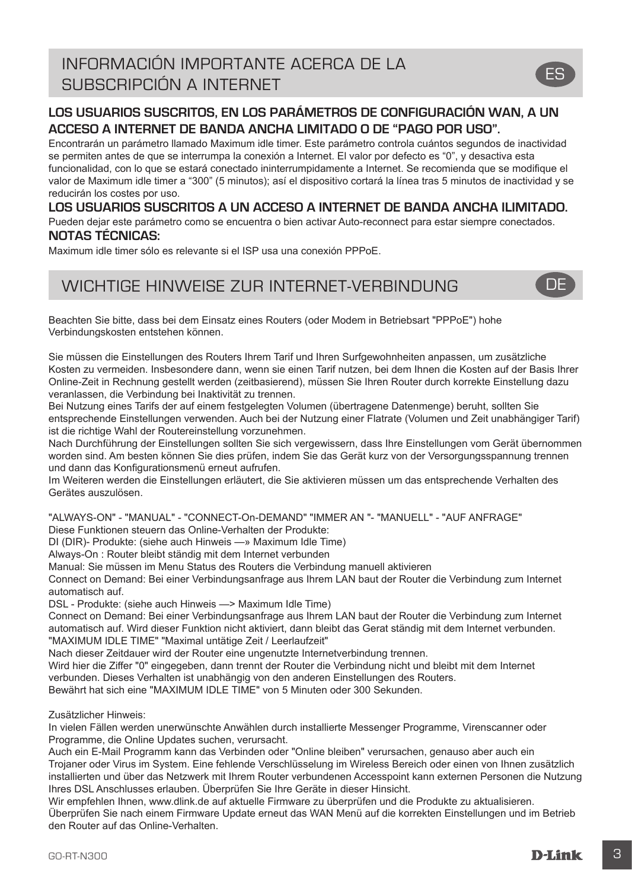# INFORMACIÓN IMPORTANTE ACERCA DE LA SUBSCRIPCIÓN A INTERNET

ES

### LOS USUARIOS SUSCRITOS, EN LOS PARÁMETROS DE CONFIGURACIÓN WAN, A UN ACCESO A INTERNET DE BANDA ANCHA LIMITADO O DE "PAGO POR USO".

Encontrarán un parámetro llamado Maximum idle timer. Este parámetro controla cuántos segundos de inactividad se permiten antes de que se interrumpa la conexión a Internet. El valor por defecto es "0", y desactiva esta funcionalidad, con lo que se estará conectado ininterrumpidamente a Internet. Se recomienda que se modifique el valor de Maximum idle timer a "300" (5 minutos); así el dispositivo cortará la línea tras 5 minutos de inactividad y se reducirán los costes por uso.

### LOS USUARIOS SUSCRITOS A UN ACCESO A INTERNET DE BANDA ANCHA ILIMITADO.

Pueden dejar este parámetro como se encuentra o bien activar Auto-reconnect para estar siempre conectados.

### NOTAS TÉCNICAS:

Maximum idle timer sólo es relevante si el ISP usa una conexión PPPoE.

# WICHTIGE HINWEISE ZUR INTERNET-VERBINDUNG

DE

Beachten Sie bitte, dass bei dem Einsatz eines Routers (oder Modem in Betriebsart "PPPoE") hohe Verbindungskosten entstehen können.

Sie müssen die Einstellungen des Routers Ihrem Tarif und Ihren Surfgewohnheiten anpassen, um zusätzliche Kosten zu vermeiden. Insbesondere dann, wenn sie einen Tarif nutzen, bei dem Ihnen die Kosten auf der Basis Ihrer Online-Zeit in Rechnung gestellt werden (zeitbasierend), müssen Sie Ihren Router durch korrekte Einstellung dazu veranlassen, die Verbindung bei Inaktivität zu trennen.
Bei Nutzung eines Tarifs der auf einem festgelegten Volumen (übertragene Datenmenge) beruht, sollten Sie entsprechende Einstellungen verwenden. Auch bei der Nutzung einer Flatrate (Volumen und Zeit unabhängiger Tarif) ist die richtige Wahl der Routereinstellung vorzunehmen.
Nach Durchführung der Einstellungen sollten Sie sich vergewissern, dass Ihre Einstellungen vom Gerät übernommen worden sind. Am besten können Sie dies prüfen, indem Sie das Gerät kurz von der Versorgungsspannung trennen und dann das Konfigurationsmenü erneut aufrufen.
Im Weiteren werden die Einstellungen erläutert, die Sie aktivieren müssen um das entsprechende Verhalten des Gerätes auszulösen.

"ALWAYS-ON" - "MANUAL" - "CONNECT-On-DEMAND" "IMMER AN "- "MANUELL" - "AUF ANFRAGE"
Diese Funktionen steuern das Online-Verhalten der Produkte:
DI (DIR)- Produkte: (siehe auch Hinweis —» Maximum Idle Time)
Always-On : Router bleibt ständig mit dem Internet verbunden
Manual: Sie müssen im Menu Status des Routers die Verbindung manuell aktivieren
Connect on Demand: Bei einer Verbindungsanfrage aus Ihrem LAN baut der Router die Verbindung zum Internet automatisch auf.
DSL - Produkte: (siehe auch Hinweis —> Maximum Idle Time)
Connect on Demand: Bei einer Verbindungsanfrage aus Ihrem LAN baut der Router die Verbindung zum Internet automatisch auf. Wird dieser Funktion nicht aktiviert, dann bleibt das Gerat ständig mit dem Internet verbunden.
"MAXIMUM IDLE TIME" "Maximal untätige Zeit / Leerlaufzeit"
Nach dieser Zeitdauer wird der Router eine ungenutzte Internetverbindung trennen.
Wird hier die Ziffer "0" eingegeben, dann trennt der Router die Verbindung nicht und bleibt mit dem Internet verbunden. Dieses Verhalten ist unabhängig von den anderen Einstellungen des Routers.
Bewährt hat sich eine "MAXIMUM IDLE TIME" von 5 Minuten oder 300 Sekunden.

Zusätzlicher Hinweis:
In vielen Fällen werden unerwünschte Anwählen durch installierte Messenger Programme, Virenscanner oder Programme, die Online Updates suchen, verursacht.
Auch ein E-Mail Programm kann das Verbinden oder "Online bleiben" verursachen, genauso aber auch ein Trojaner oder Virus im System. Eine fehlende Verschlüsselung im Wireless Bereich oder einen von Ihnen zusätzlich installierten und über das Netzwerk mit Ihrem Router verbundenen Accesspoint kann externen Personen die Nutzung Ihres DSL Anschlusses erlauben. Überprüfen Sie Ihre Geräte in dieser Hinsicht.
Wir empfehlen Ihnen, www.dlink.de auf aktuelle Firmware zu überprüfen und die Produkte zu aktualisieren. Überprüfen Sie nach einem Firmware Update erneut das WAN Menü auf die korrekten Einstellungen und im Betrieb den Router auf das Online-Verhalten.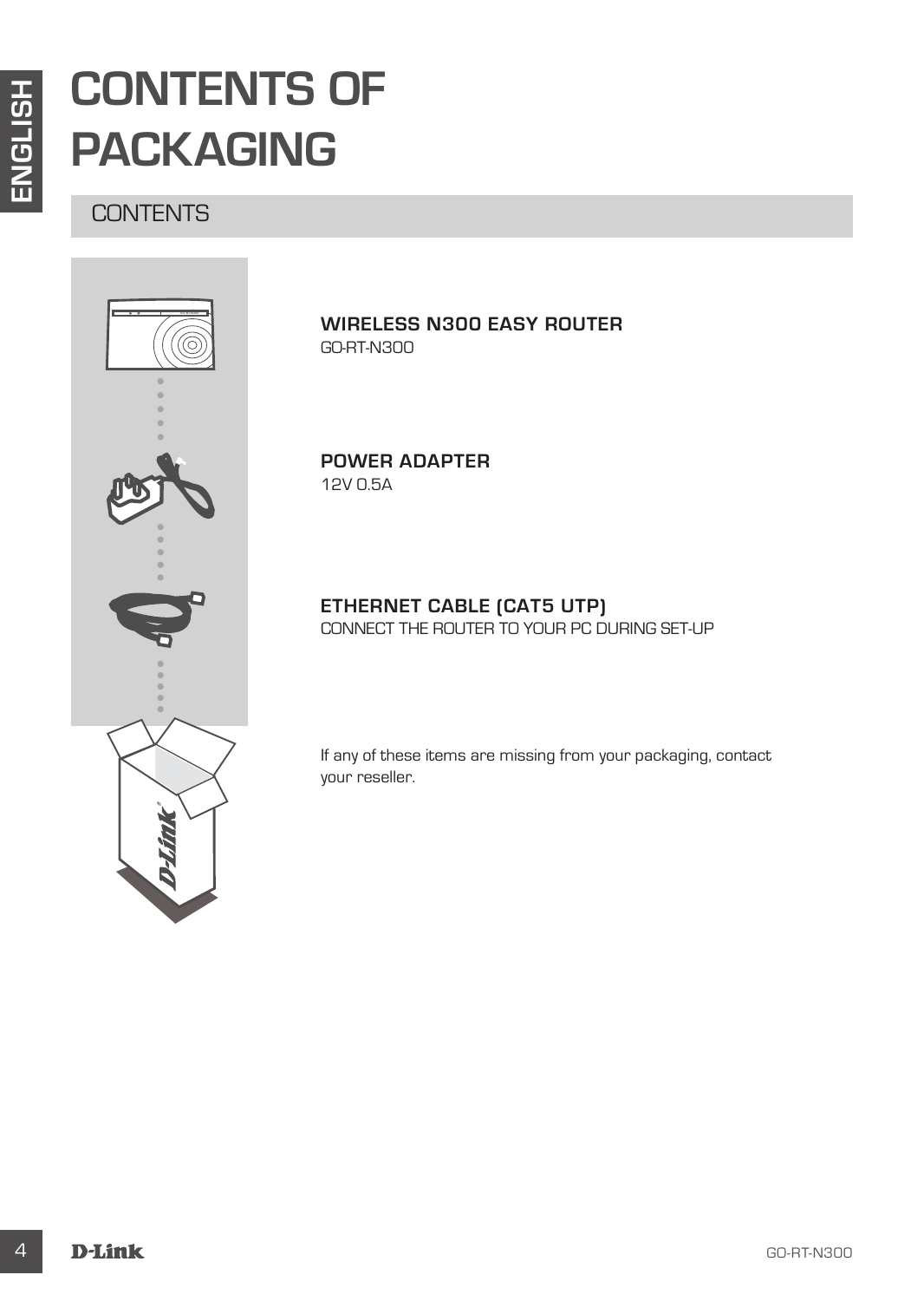# CONTENTS OF PACKAGING

## CONTENTS

**WIRELESS N300 EASY ROUTER**
GO-RT-N300

**POWER ADAPTER**
12V 0.5A

**ETHERNET CABLE (CAT5 UTP)**
CONNECT THE ROUTER TO YOUR PC DURING SET-UP

If any of these items are missing from your packaging, contact your reseller.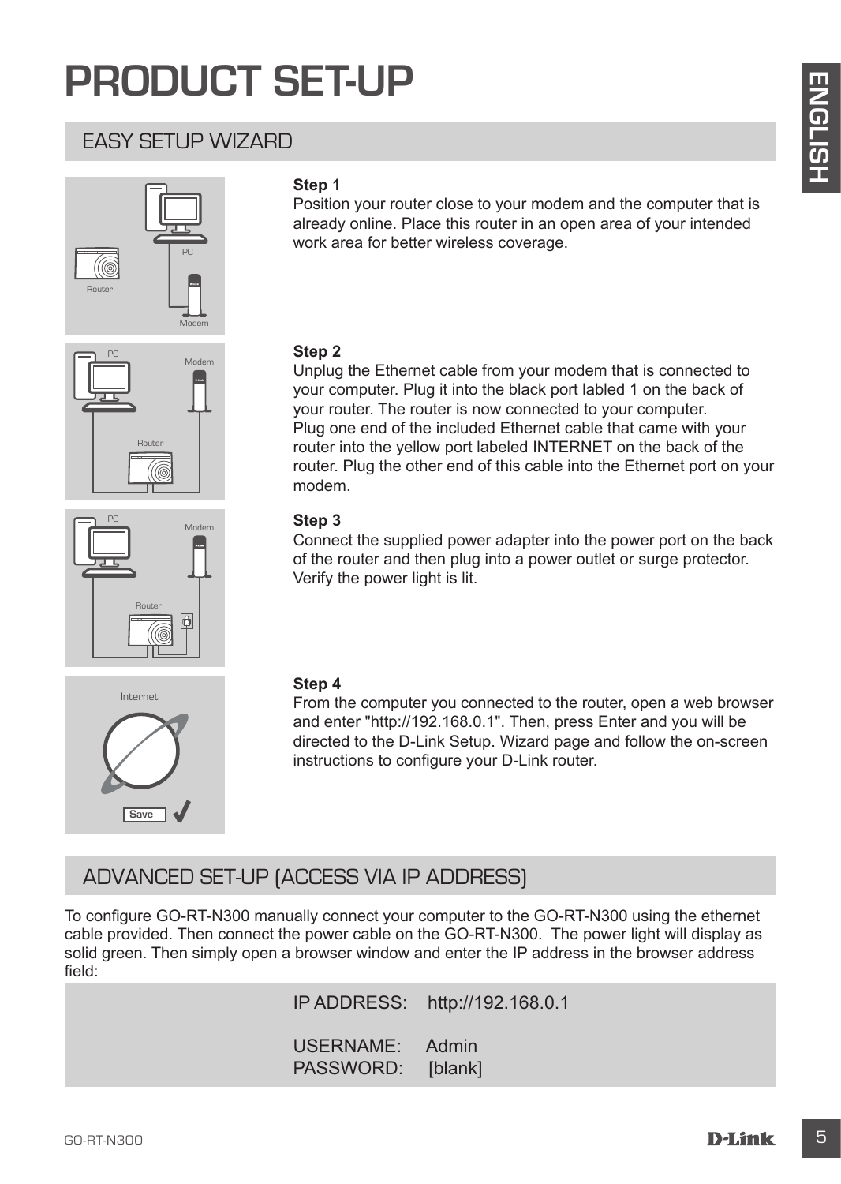# PRODUCT SET-UP

## EASY SETUP WIZARD

**Step 1**
Position your router close to your modem and the computer that is already online. Place this router in an open area of your intended work area for better wireless coverage.

**Step 2**
Unplug the Ethernet cable from your modem that is connected to your computer. Plug it into the black port labled 1 on the back of your router. The router is now connected to your computer.
Plug one end of the included Ethernet cable that came with your router into the yellow port labeled INTERNET on the back of the router. Plug the other end of this cable into the Ethernet port on your modem.

**Step 3**
Connect the supplied power adapter into the power port on the back of the router and then plug into a power outlet or surge protector. Verify the power light is lit.

**Step 4**
From the computer you connected to the router, open a web browser and enter "http://192.168.0.1". Then, press Enter and you will be directed to the D-Link Setup. Wizard page and follow the on-screen instructions to configure your D-Link router.

## ADVANCED SET-UP (ACCESS VIA IP ADDRESS)

To configure GO-RT-N300 manually connect your computer to the GO-RT-N300 using the ethernet cable provided. Then connect the power cable on the GO-RT-N300. The power light will display as solid green. Then simply open a browser window and enter the IP address in the browser address field:

IP ADDRESS: http://192.168.0.1

USERNAME: Admin
PASSWORD: [blank]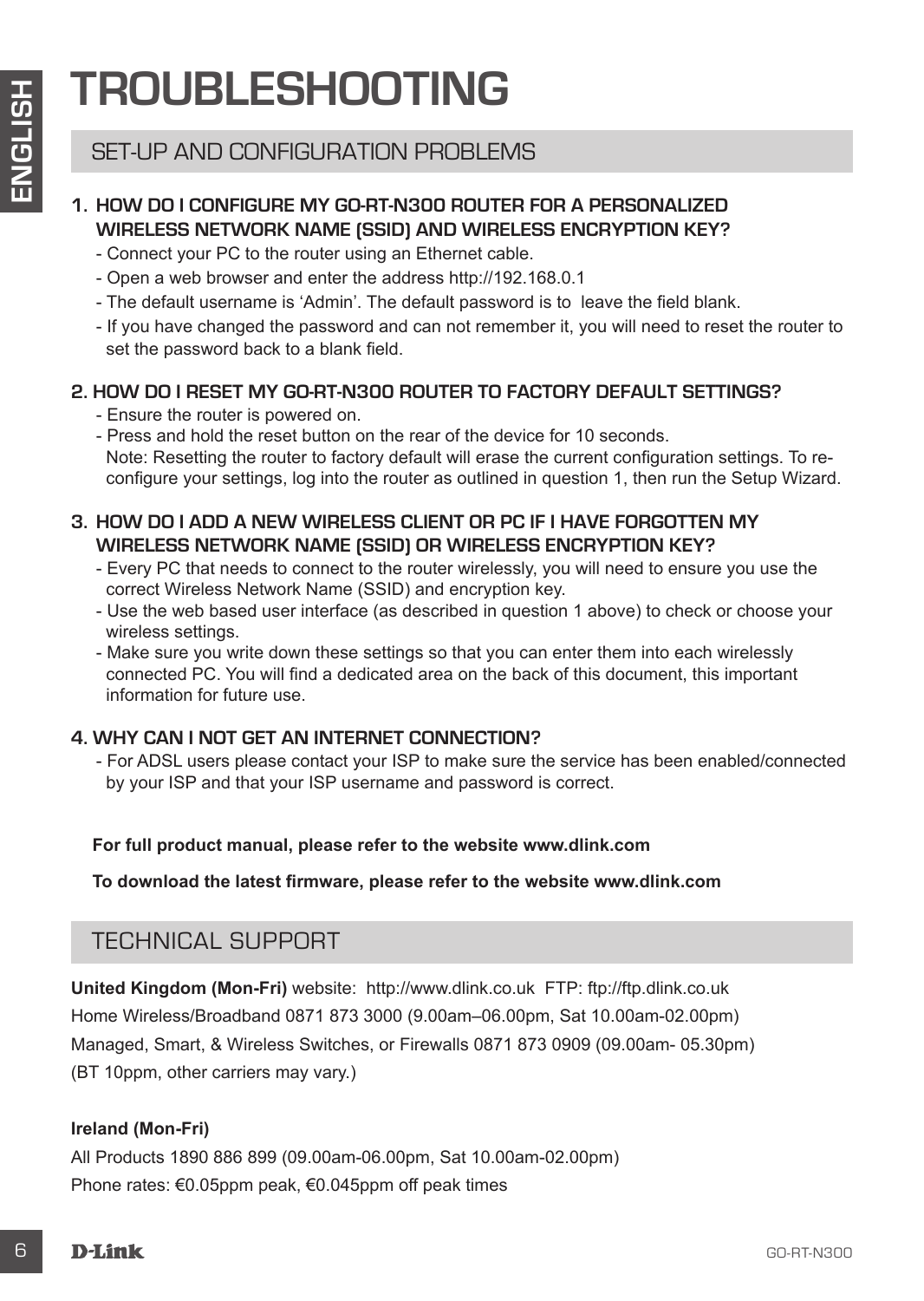# TROUBLESHOOTING

## SET-UP AND CONFIGURATION PROBLEMS

### 1. HOW DO I CONFIGURE MY GO-RT-N300 ROUTER FOR A PERSONALIZED WIRELESS NETWORK NAME (SSID) AND WIRELESS ENCRYPTION KEY?

- Connect your PC to the router using an Ethernet cable.
- Open a web browser and enter the address http://192.168.0.1
- The default username is 'Admin'. The default password is to leave the field blank.
- If you have changed the password and can not remember it, you will need to reset the router to set the password back to a blank field.

### 2. HOW DO I RESET MY GO-RT-N300 ROUTER TO FACTORY DEFAULT SETTINGS?

- Ensure the router is powered on.
- Press and hold the reset button on the rear of the device for 10 seconds.
  Note: Resetting the router to factory default will erase the current configuration settings. To re-configure your settings, log into the router as outlined in question 1, then run the Setup Wizard.

### 3. HOW DO I ADD A NEW WIRELESS CLIENT OR PC IF I HAVE FORGOTTEN MY WIRELESS NETWORK NAME (SSID) OR WIRELESS ENCRYPTION KEY?

- Every PC that needs to connect to the router wirelessly, you will need to ensure you use the correct Wireless Network Name (SSID) and encryption key.
- Use the web based user interface (as described in question 1 above) to check or choose your wireless settings.
- Make sure you write down these settings so that you can enter them into each wirelessly connected PC. You will find a dedicated area on the back of this document, this important information for future use.

### 4. WHY CAN I NOT GET AN INTERNET CONNECTION?

- For ADSL users please contact your ISP to make sure the service has been enabled/connected by your ISP and that your ISP username and password is correct.

**For full product manual, please refer to the website www.dlink.com**

**To download the latest firmware, please refer to the website www.dlink.com**

## TECHNICAL SUPPORT

**United Kingdom (Mon-Fri)** website: http://www.dlink.co.uk FTP: ftp://ftp.dlink.co.uk
Home Wireless/Broadband 0871 873 3000 (9.00am–06.00pm, Sat 10.00am-02.00pm)
Managed, Smart, & Wireless Switches, or Firewalls 0871 873 0909 (09.00am- 05.30pm)
(BT 10ppm, other carriers may vary.)

**Ireland (Mon-Fri)**
All Products 1890 886 899 (09.00am-06.00pm, Sat 10.00am-02.00pm)
Phone rates: €0.05ppm peak, €0.045ppm off peak times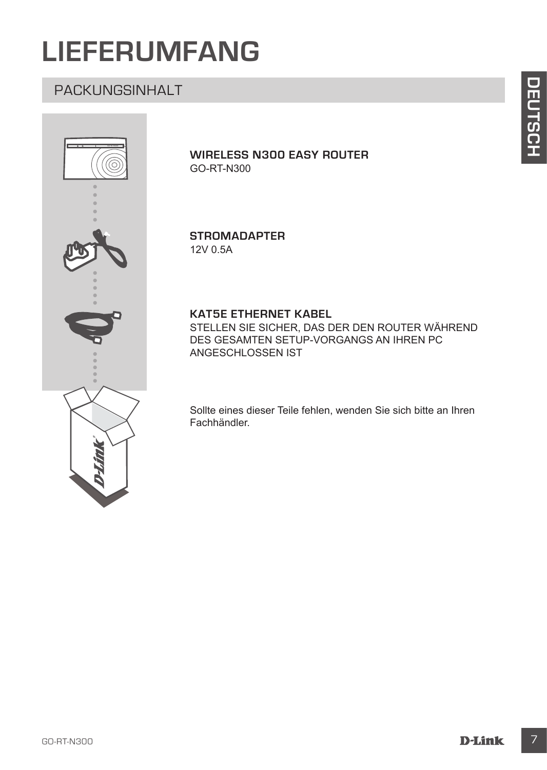# LIEFERUMFANG

## PACKUNGSINHALT

**WIRELESS N300 EASY ROUTER**
GO-RT-N300

**STROMADAPTER**
12V 0.5A

**KAT5E ETHERNET KABEL**
STELLEN SIE SICHER, DAS DER DEN ROUTER WÄHREND DES GESAMTEN SETUP-VORGANGS AN IHREN PC ANGESCHLOSSEN IST

Sollte eines dieser Teile fehlen, wenden Sie sich bitte an Ihren Fachhändler.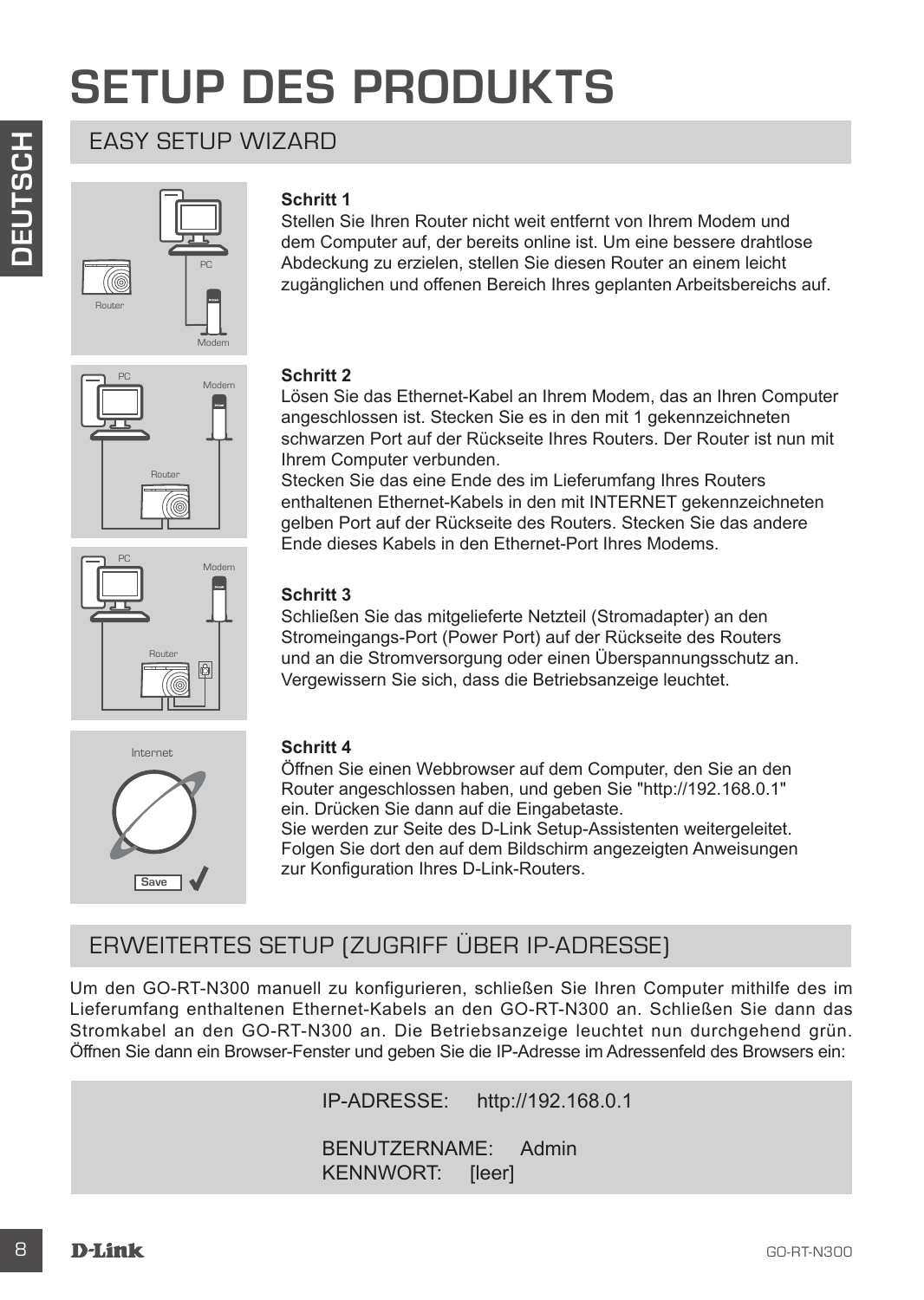# SETUP DES PRODUKTS

## EASY SETUP WIZARD

**Schritt 1**
Stellen Sie Ihren Router nicht weit entfernt von Ihrem Modem und dem Computer auf, der bereits online ist. Um eine bessere drahtlose Abdeckung zu erzielen, stellen Sie diesen Router an einem leicht zugänglichen und offenen Bereich Ihres geplanten Arbeitsbereichs auf.

**Schritt 2**
Lösen Sie das Ethernet-Kabel an Ihrem Modem, das an Ihren Computer angeschlossen ist. Stecken Sie es in den mit 1 gekennzeichneten schwarzen Port auf der Rückseite Ihres Routers. Der Router ist nun mit Ihrem Computer verbunden.
Stecken Sie das eine Ende des im Lieferumfang Ihres Routers enthaltenen Ethernet-Kabels in den mit INTERNET gekennzeichneten gelben Port auf der Rückseite des Routers. Stecken Sie das andere Ende dieses Kabels in den Ethernet-Port Ihres Modems.

**Schritt 3**
Schließen Sie das mitgelieferte Netzteil (Stromadapter) an den Stromeingangs-Port (Power Port) auf der Rückseite des Routers und an die Stromversorgung oder einen Überspannungsschutz an. Vergewissern Sie sich, dass die Betriebsanzeige leuchtet.

**Schritt 4**
Öffnen Sie einen Webbrowser auf dem Computer, den Sie an den Router angeschlossen haben, und geben Sie "http://192.168.0.1" ein. Drücken Sie dann auf die Eingabetaste.
Sie werden zur Seite des D-Link Setup-Assistenten weitergeleitet. Folgen Sie dort den auf dem Bildschirm angezeigten Anweisungen zur Konfiguration Ihres D-Link-Routers.

## ERWEITERTES SETUP (ZUGRIFF ÜBER IP-ADRESSE)

Um den GO-RT-N300 manuell zu konfigurieren, schließen Sie Ihren Computer mithilfe des im Lieferumfang enthaltenen Ethernet-Kabels an den GO-RT-N300 an. Schließen Sie dann das Stromkabel an den GO-RT-N300 an. Die Betriebsanzeige leuchtet nun durchgehend grün. Öffnen Sie dann ein Browser-Fenster und geben Sie die IP-Adresse im Adressenfeld des Browsers ein:

IP-ADRESSE: http://192.168.0.1

BENUTZERNAME: Admin
KENNWORT: [leer]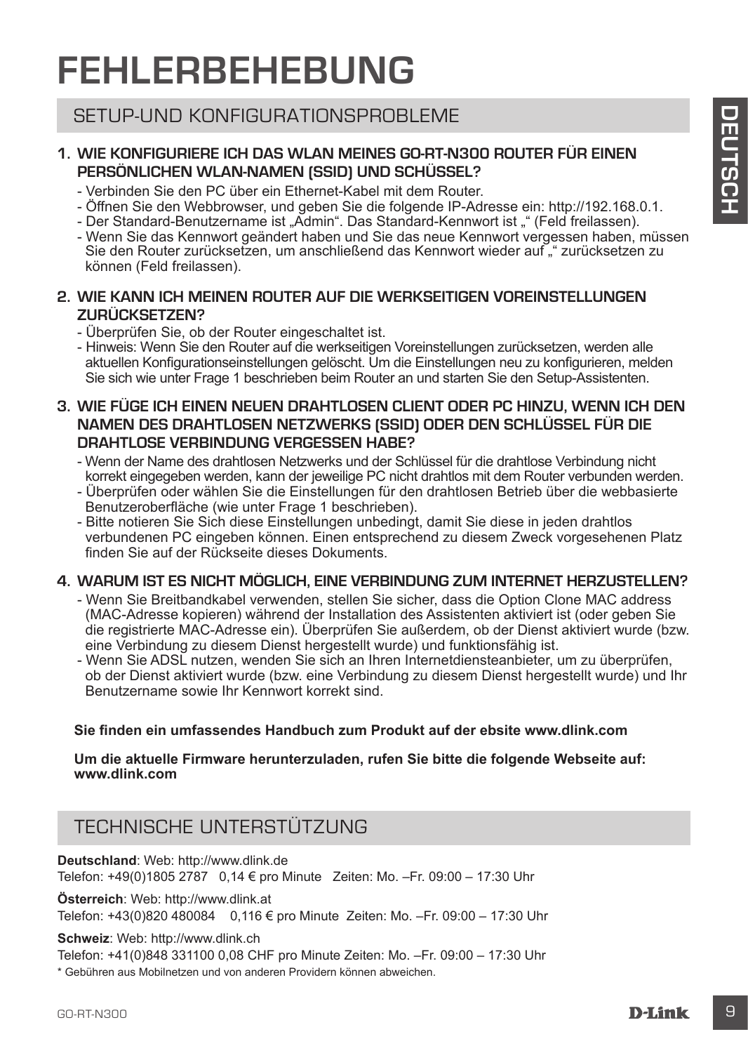# FEHLERBEHEBUNG

## SETUP-UND KONFIGURATIONSPROBLEME

### 1. WIE KONFIGURIERE ICH DAS WLAN MEINES GO-RT-N300 ROUTER FÜR EINEN PERSÖNLICHEN WLAN-NAMEN (SSID) UND SCHÜSSEL?

- Verbinden Sie den PC über ein Ethernet-Kabel mit dem Router.
- Öffnen Sie den Webbrowser, und geben Sie die folgende IP-Adresse ein: http://192.168.0.1.
- Der Standard-Benutzername ist „Admin". Das Standard-Kennwort ist „" (Feld freilassen).
- Wenn Sie das Kennwort geändert haben und Sie das neue Kennwort vergessen haben, müssen Sie den Router zurücksetzen, um anschließend das Kennwort wieder auf „" zurücksetzen zu können (Feld freilassen).

### 2. WIE KANN ICH MEINEN ROUTER AUF DIE WERKSEITIGEN VOREINSTELLUNGEN ZURÜCKSETZEN?

- Überprüfen Sie, ob der Router eingeschaltet ist.
- Hinweis: Wenn Sie den Router auf die werkseitigen Voreinstellungen zurücksetzen, werden alle aktuellen Konfigurationseinstellungen gelöscht. Um die Einstellungen neu zu konfigurieren, melden Sie sich wie unter Frage 1 beschrieben beim Router an und starten Sie den Setup-Assistenten.

### 3. WIE FÜGE ICH EINEN NEUEN DRAHTLOSEN CLIENT ODER PC HINZU, WENN ICH DEN NAMEN DES DRAHTLOSEN NETZWERKS (SSID) ODER DEN SCHLÜSSEL FÜR DIE DRAHTLOSE VERBINDUNG VERGESSEN HABE?

- Wenn der Name des drahtlosen Netzwerks und der Schlüssel für die drahtlose Verbindung nicht korrekt eingegeben werden, kann der jeweilige PC nicht drahtlos mit dem Router verbunden werden.
- Überprüfen oder wählen Sie die Einstellungen für den drahtlosen Betrieb über die webbasierte Benutzeroberfläche (wie unter Frage 1 beschrieben).
- Bitte notieren Sie Sich diese Einstellungen unbedingt, damit Sie diese in jeden drahtlos verbundenen PC eingeben können. Einen entsprechend zu diesem Zweck vorgesehenen Platz finden Sie auf der Rückseite dieses Dokuments.

### 4. WARUM IST ES NICHT MÖGLICH, EINE VERBINDUNG ZUM INTERNET HERZUSTELLEN?

- Wenn Sie Breitbandkabel verwenden, stellen Sie sicher, dass die Option Clone MAC address (MAC-Adresse kopieren) während der Installation des Assistenten aktiviert ist (oder geben Sie die registrierte MAC-Adresse ein). Überprüfen Sie außerdem, ob der Dienst aktiviert wurde (bzw. eine Verbindung zu diesem Dienst hergestellt wurde) und funktionsfähig ist.
- Wenn Sie ADSL nutzen, wenden Sie sich an Ihren Internetdiensteanbieter, um zu überprüfen, ob der Dienst aktiviert wurde (bzw. eine Verbindung zu diesem Dienst hergestellt wurde) und Ihr Benutzername sowie Ihr Kennwort korrekt sind.

**Sie finden ein umfassendes Handbuch zum Produkt auf der ebsite www.dlink.com**

**Um die aktuelle Firmware herunterzuladen, rufen Sie bitte die folgende Webseite auf: www.dlink.com**

## TECHNISCHE UNTERSTÜTZUNG

**Deutschland**: Web: http://www.dlink.de
Telefon: +49(0)1805 2787 0,14 € pro Minute Zeiten: Mo. –Fr. 09:00 – 17:30 Uhr

**Österreich**: Web: http://www.dlink.at
Telefon: +43(0)820 480084 0,116 € pro Minute Zeiten: Mo. –Fr. 09:00 – 17:30 Uhr

**Schweiz**: Web: http://www.dlink.ch
Telefon: +41(0)848 331100 0,08 CHF pro Minute Zeiten: Mo. –Fr. 09:00 – 17:30 Uhr

\* Gebühren aus Mobilnetzen und von anderen Providern können abweichen.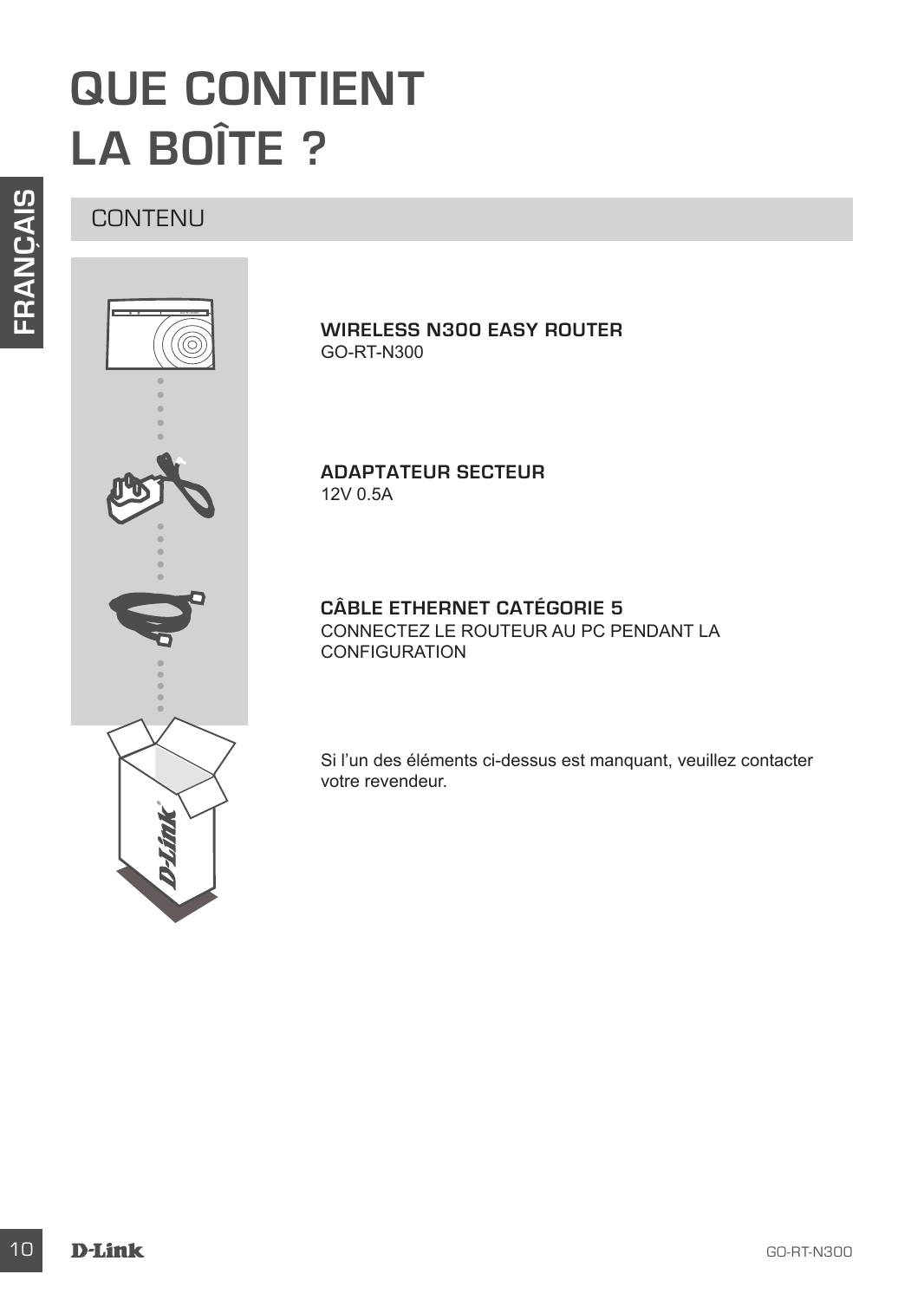# QUE CONTIENT LA BOÎTE ?

## CONTENU

**WIRELESS N300 EASY ROUTER**
GO-RT-N300

**ADAPTATEUR SECTEUR**
12V 0.5A

**CÂBLE ETHERNET CATÉGORIE 5**
CONNECTEZ LE ROUTEUR AU PC PENDANT LA CONFIGURATION

Si l'un des éléments ci-dessus est manquant, veuillez contacter votre revendeur.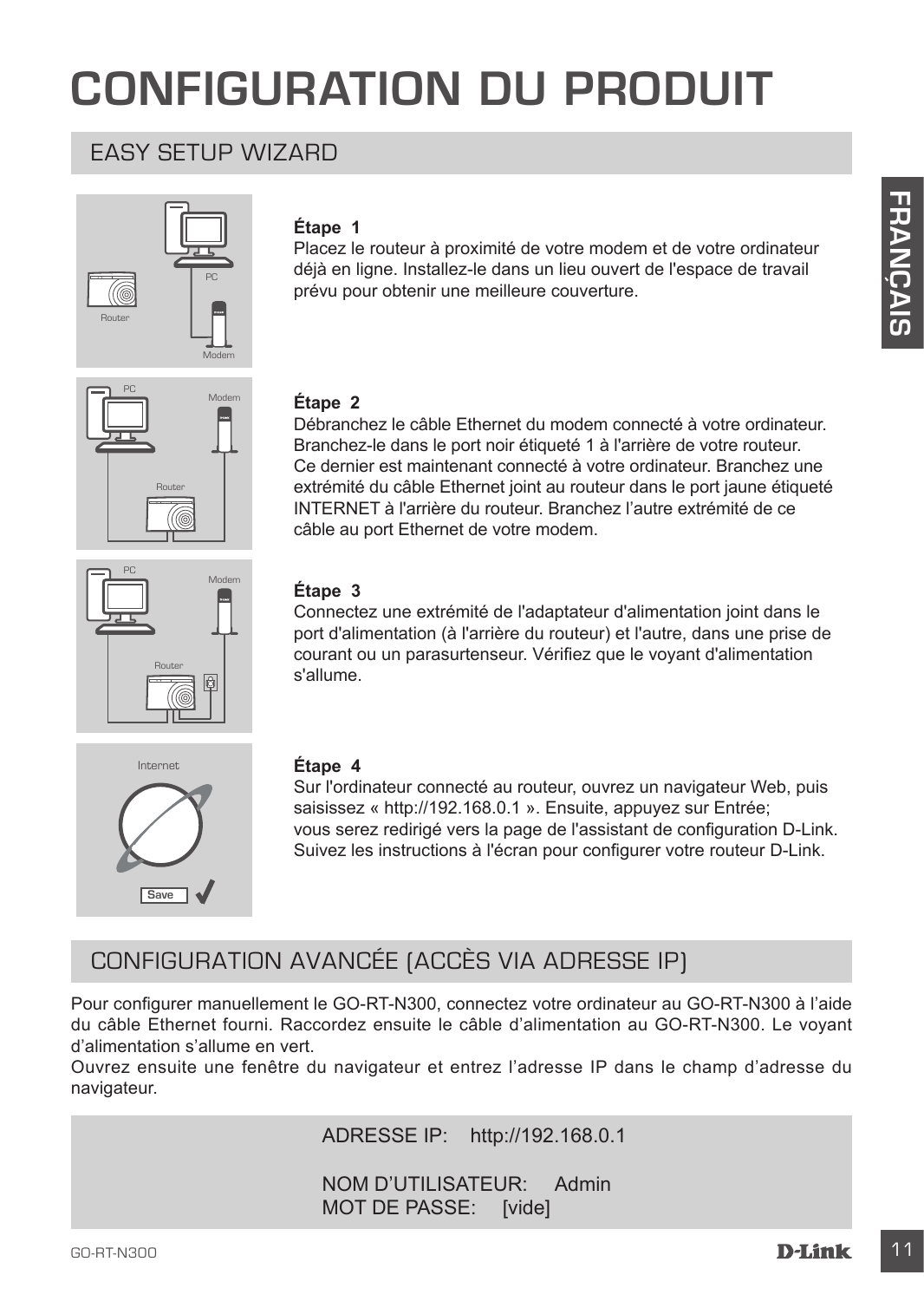# CONFIGURATION DU PRODUIT

## EASY SETUP WIZARD

**Étape 1**
Placez le routeur à proximité de votre modem et de votre ordinateur déjà en ligne. Installez-le dans un lieu ouvert de l'espace de travail prévu pour obtenir une meilleure couverture.

**Étape 2**
Débranchez le câble Ethernet du modem connecté à votre ordinateur. Branchez-le dans le port noir étiqueté 1 à l'arrière de votre routeur. Ce dernier est maintenant connecté à votre ordinateur. Branchez une extrémité du câble Ethernet joint au routeur dans le port jaune étiqueté INTERNET à l'arrière du routeur. Branchez l'autre extrémité de ce câble au port Ethernet de votre modem.

**Étape 3**
Connectez une extrémité de l'adaptateur d'alimentation joint dans le port d'alimentation (à l'arrière du routeur) et l'autre, dans une prise de courant ou un parasurtenseur. Vérifiez que le voyant d'alimentation s'allume.

**Étape 4**
Sur l'ordinateur connecté au routeur, ouvrez un navigateur Web, puis saisissez « http://192.168.0.1 ». Ensuite, appuyez sur Entrée; vous serez redirigé vers la page de l'assistant de configuration D-Link. Suivez les instructions à l'écran pour configurer votre routeur D-Link.

## CONFIGURATION AVANCÉE (ACCÈS VIA ADRESSE IP)

Pour configurer manuellement le GO-RT-N300, connectez votre ordinateur au GO-RT-N300 à l'aide du câble Ethernet fourni. Raccordez ensuite le câble d'alimentation au GO-RT-N300. Le voyant d'alimentation s'allume en vert.
Ouvrez ensuite une fenêtre du navigateur et entrez l'adresse IP dans le champ d'adresse du navigateur.

ADRESSE IP: http://192.168.0.1

NOM D'UTILISATEUR: Admin
MOT DE PASSE: [vide]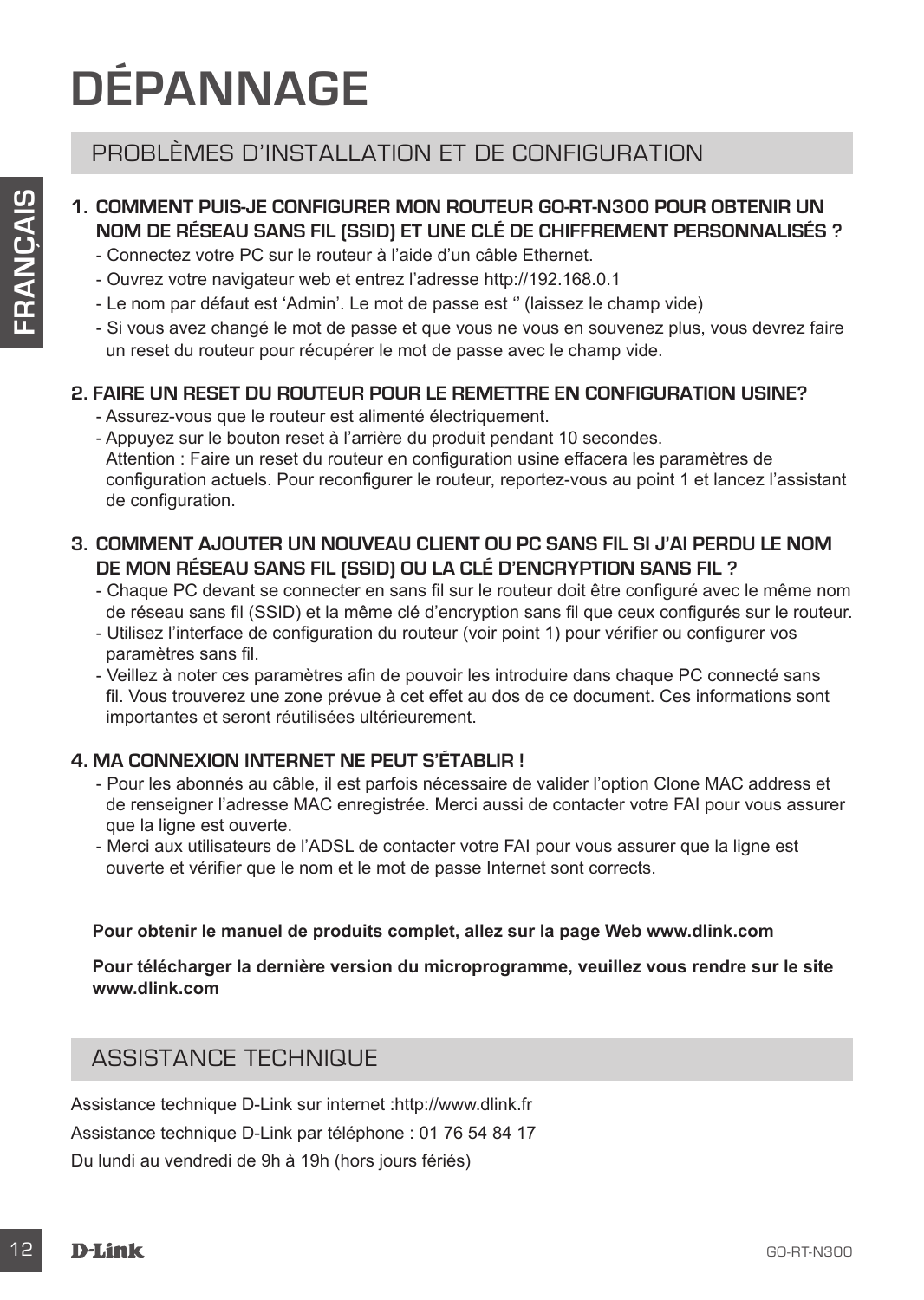# DÉPANNAGE

## PROBLÈMES D'INSTALLATION ET DE CONFIGURATION

**1. COMMENT PUIS-JE CONFIGURER MON ROUTEUR GO-RT-N300 POUR OBTENIR UN NOM DE RÉSEAU SANS FIL (SSID) ET UNE CLÉ DE CHIFFREMENT PERSONNALISÉS ?**

- Connectez votre PC sur le routeur à l'aide d'un câble Ethernet.
- Ouvrez votre navigateur web et entrez l'adresse http://192.168.0.1
- Le nom par défaut est 'Admin'. Le mot de passe est '' (laissez le champ vide)
- Si vous avez changé le mot de passe et que vous ne vous en souvenez plus, vous devrez faire un reset du routeur pour récupérer le mot de passe avec le champ vide.

**2. FAIRE UN RESET DU ROUTEUR POUR LE REMETTRE EN CONFIGURATION USINE?**

- Assurez-vous que le routeur est alimenté électriquement.
- Appuyez sur le bouton reset à l'arrière du produit pendant 10 secondes.
  Attention : Faire un reset du routeur en configuration usine effacera les paramètres de configuration actuels. Pour reconfigurer le routeur, reportez-vous au point 1 et lancez l'assistant de configuration.

**3. COMMENT AJOUTER UN NOUVEAU CLIENT OU PC SANS FIL SI J'AI PERDU LE NOM DE MON RÉSEAU SANS FIL (SSID) OU LA CLÉ D'ENCRYPTION SANS FIL ?**

- Chaque PC devant se connecter en sans fil sur le routeur doit être configuré avec le même nom de réseau sans fil (SSID) et la même clé d'encryption sans fil que ceux configurés sur le routeur.
- Utilisez l'interface de configuration du routeur (voir point 1) pour vérifier ou configurer vos paramètres sans fil.
- Veillez à noter ces paramètres afin de pouvoir les introduire dans chaque PC connecté sans fil. Vous trouverez une zone prévue à cet effet au dos de ce document. Ces informations sont importantes et seront réutilisées ultérieurement.

**4. MA CONNEXION INTERNET NE PEUT S'ÉTABLIR !**

- Pour les abonnés au câble, il est parfois nécessaire de valider l'option Clone MAC address et de renseigner l'adresse MAC enregistrée. Merci aussi de contacter votre FAI pour vous assurer que la ligne est ouverte.
- Merci aux utilisateurs de l'ADSL de contacter votre FAI pour vous assurer que la ligne est ouverte et vérifier que le nom et le mot de passe Internet sont corrects.

**Pour obtenir le manuel de produits complet, allez sur la page Web www.dlink.com**

**Pour télécharger la dernière version du microprogramme, veuillez vous rendre sur le site www.dlink.com**

## ASSISTANCE TECHNIQUE

Assistance technique D-Link sur internet :http://www.dlink.fr

Assistance technique D-Link par téléphone : 01 76 54 84 17

Du lundi au vendredi de 9h à 19h (hors jours fériés)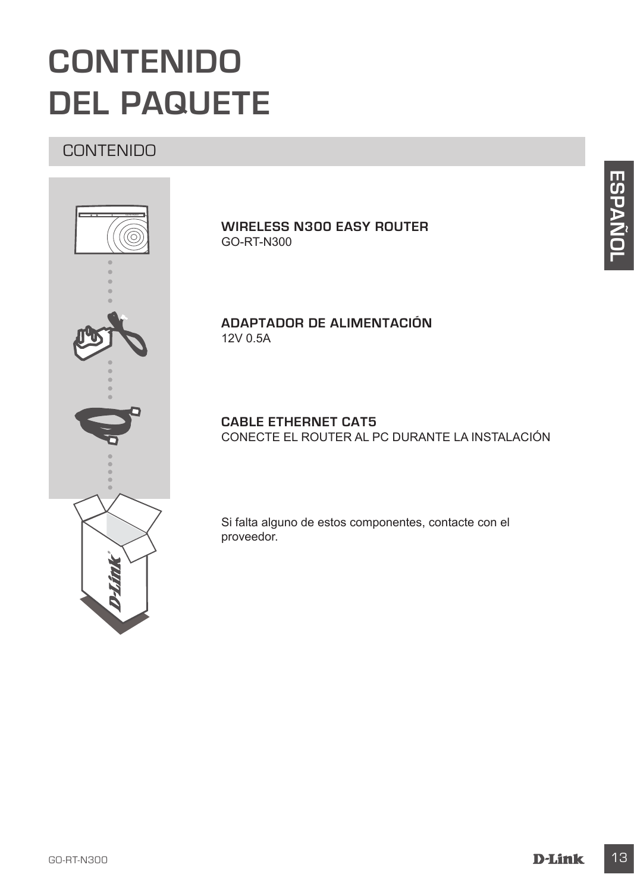# CONTENIDO DEL PAQUETE

## CONTENIDO

**WIRELESS N300 EASY ROUTER**
GO-RT-N300

**ADAPTADOR DE ALIMENTACIÓN**
12V 0.5A

**CABLE ETHERNET CAT5**
CONECTE EL ROUTER AL PC DURANTE LA INSTALACIÓN

Si falta alguno de estos componentes, contacte con el proveedor.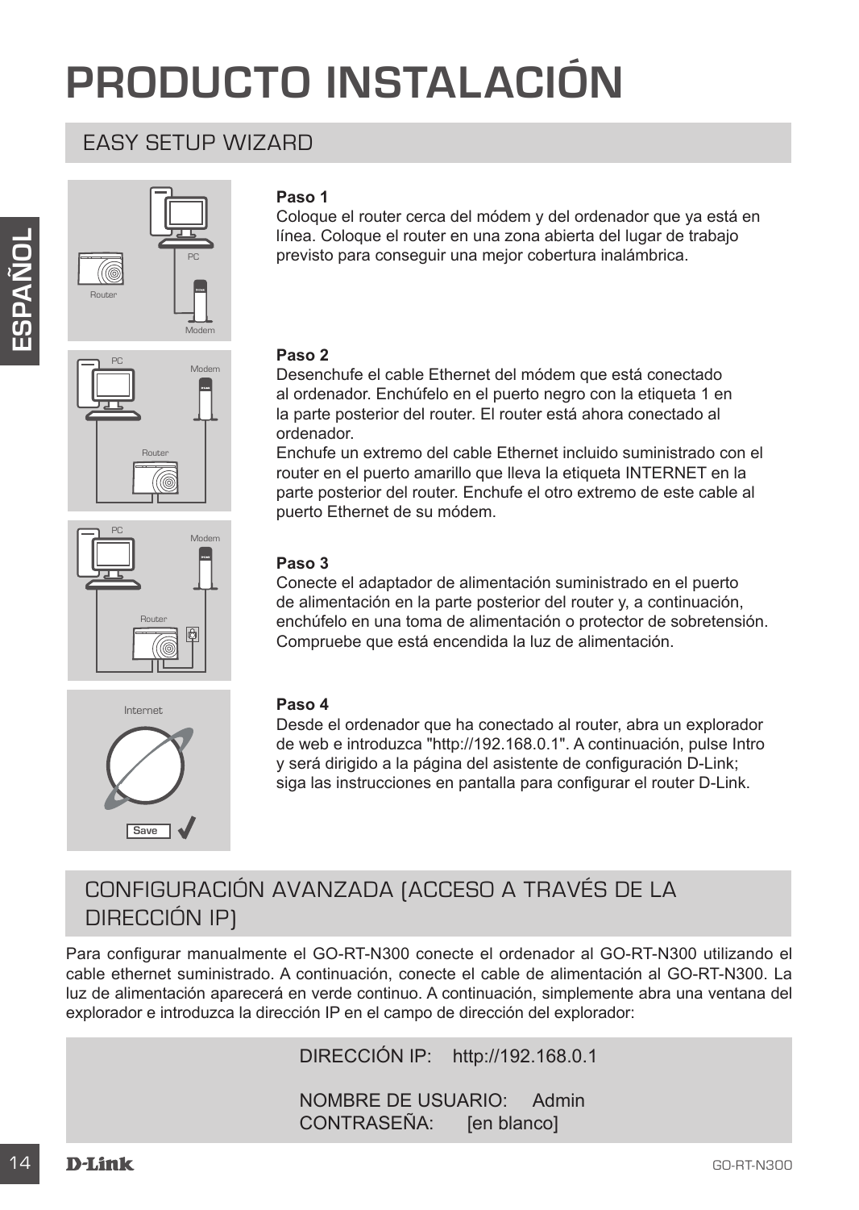# PRODUCTO INSTALACIÓN

## EASY SETUP WIZARD

**Paso 1**
Coloque el router cerca del módem y del ordenador que ya está en línea. Coloque el router en una zona abierta del lugar de trabajo previsto para conseguir una mejor cobertura inalámbrica.

**Paso 2**
Desenchufe el cable Ethernet del módem que está conectado al ordenador. Enchúfelo en el puerto negro con la etiqueta 1 en la parte posterior del router. El router está ahora conectado al ordenador.
Enchufe un extremo del cable Ethernet incluido suministrado con el router en el puerto amarillo que lleva la etiqueta INTERNET en la parte posterior del router. Enchufe el otro extremo de este cable al puerto Ethernet de su módem.

**Paso 3**
Conecte el adaptador de alimentación suministrado en el puerto de alimentación en la parte posterior del router y, a continuación, enchúfelo en una toma de alimentación o protector de sobretensión. Compruebe que está encendida la luz de alimentación.

**Paso 4**
Desde el ordenador que ha conectado al router, abra un explorador de web e introduzca "http://192.168.0.1". A continuación, pulse Intro y será dirigido a la página del asistente de configuración D-Link; siga las instrucciones en pantalla para configurar el router D-Link.

## CONFIGURACIÓN AVANZADA (ACCESO A TRAVÉS DE LA DIRECCIÓN IP)

Para configurar manualmente el GO-RT-N300 conecte el ordenador al GO-RT-N300 utilizando el cable ethernet suministrado. A continuación, conecte el cable de alimentación al GO-RT-N300. La luz de alimentación aparecerá en verde continuo. A continuación, simplemente abra una ventana del explorador e introduzca la dirección IP en el campo de dirección del explorador:

DIRECCIÓN IP: http://192.168.0.1

NOMBRE DE USUARIO: Admin
CONTRASEÑA: [en blanco]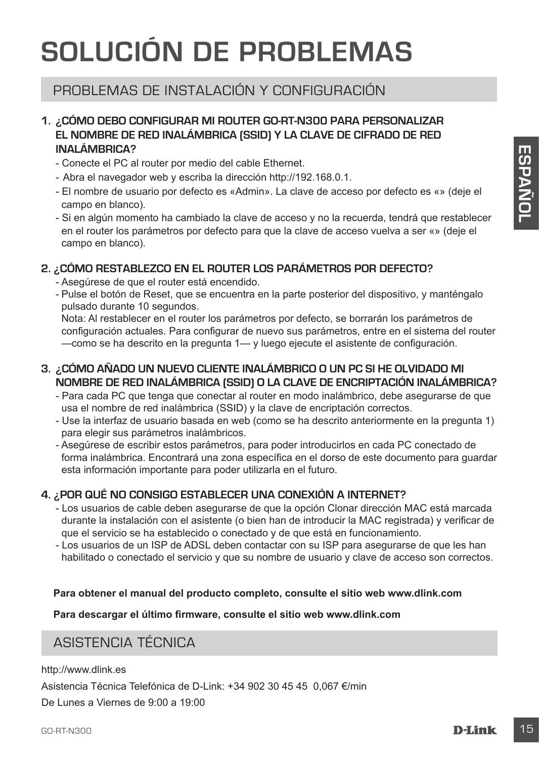# SOLUCIÓN DE PROBLEMAS

## PROBLEMAS DE INSTALACIÓN Y CONFIGURACIÓN

**1. ¿CÓMO DEBO CONFIGURAR MI ROUTER GO-RT-N300 PARA PERSONALIZAR EL NOMBRE DE RED INALÁMBRICA (SSID) Y LA CLAVE DE CIFRADO DE RED INALÁMBRICA?**

- Conecte el PC al router por medio del cable Ethernet.
- Abra el navegador web y escriba la dirección http://192.168.0.1.
- El nombre de usuario por defecto es «Admin». La clave de acceso por defecto es «» (deje el campo en blanco).
- Si en algún momento ha cambiado la clave de acceso y no la recuerda, tendrá que restablecer en el router los parámetros por defecto para que la clave de acceso vuelva a ser «» (deje el campo en blanco).

**2. ¿CÓMO RESTABLEZCO EN EL ROUTER LOS PARÁMETROS POR DEFECTO?**

- Asegúrese de que el router está encendido.
- Pulse el botón de Reset, que se encuentra en la parte posterior del dispositivo, y manténgalo pulsado durante 10 segundos.
  Nota: Al restablecer en el router los parámetros por defecto, se borrarán los parámetros de configuración actuales. Para configurar de nuevo sus parámetros, entre en el sistema del router —como se ha descrito en la pregunta 1— y luego ejecute el asistente de configuración.

**3. ¿CÓMO AÑADO UN NUEVO CLIENTE INALÁMBRICO O UN PC SI HE OLVIDADO MI NOMBRE DE RED INALÁMBRICA (SSID) O LA CLAVE DE ENCRIPTACIÓN INALÁMBRICA?**

- Para cada PC que tenga que conectar al router en modo inalámbrico, debe asegurarse de que usa el nombre de red inalámbrica (SSID) y la clave de encriptación correctos.
- Use la interfaz de usuario basada en web (como se ha descrito anteriormente en la pregunta 1) para elegir sus parámetros inalámbricos.
- Asegúrese de escribir estos parámetros, para poder introducirlos en cada PC conectado de forma inalámbrica. Encontrará una zona específica en el dorso de este documento para guardar esta información importante para poder utilizarla en el futuro.

**4. ¿POR QUÉ NO CONSIGO ESTABLECER UNA CONEXIÓN A INTERNET?**

- Los usuarios de cable deben asegurarse de que la opción Clonar dirección MAC está marcada durante la instalación con el asistente (o bien han de introducir la MAC registrada) y verificar de que el servicio se ha establecido o conectado y de que está en funcionamiento.
- Los usuarios de un ISP de ADSL deben contactar con su ISP para asegurarse de que les han habilitado o conectado el servicio y que su nombre de usuario y clave de acceso son correctos.

**Para obtener el manual del producto completo, consulte el sitio web www.dlink.com**

**Para descargar el último firmware, consulte el sitio web www.dlink.com**

## ASISTENCIA TÉCNICA

http://www.dlink.es

Asistencia Técnica Telefónica de D-Link: +34 902 30 45 45 0,067 €/min

De Lunes a Viernes de 9:00 a 19:00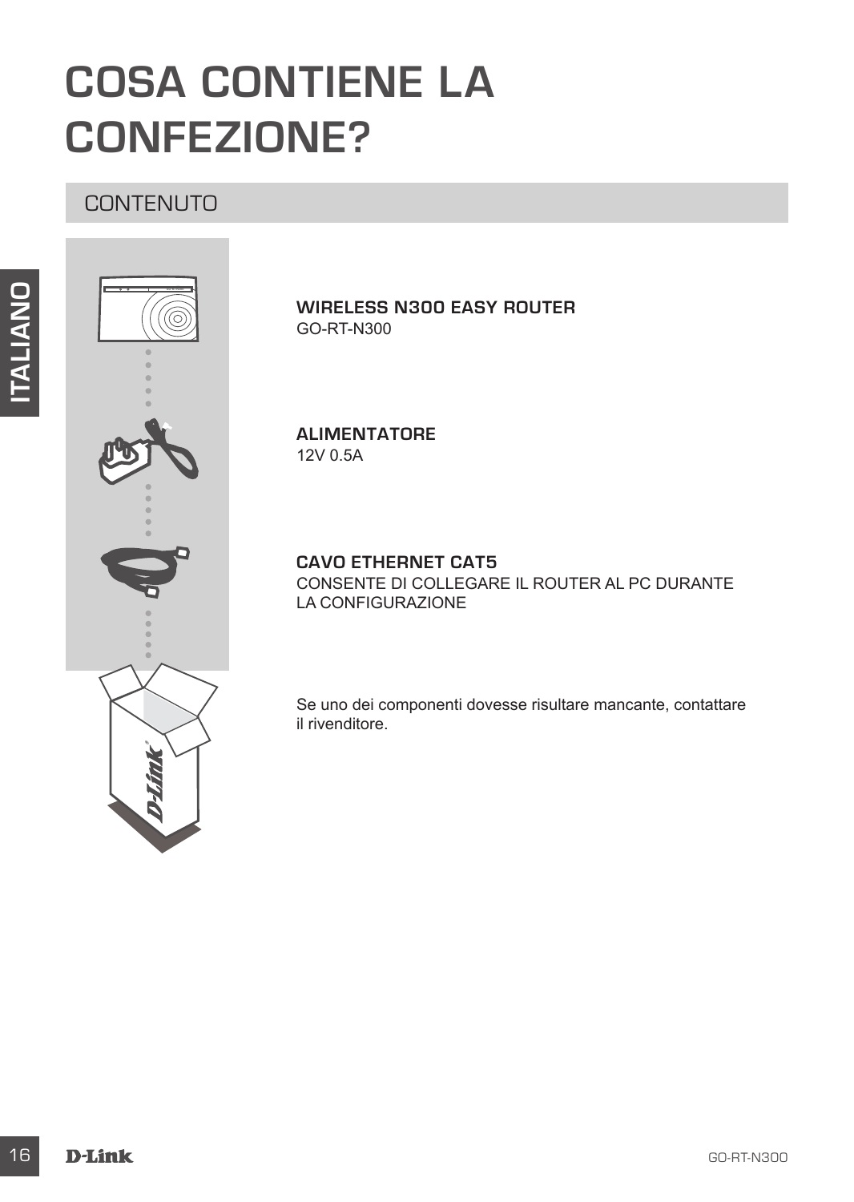# COSA CONTIENE LA CONFEZIONE?

## CONTENUTO

**WIRELESS N300 EASY ROUTER**
GO-RT-N300

**ALIMENTATORE**
12V 0.5A

**CAVO ETHERNET CAT5**
CONSENTE DI COLLEGARE IL ROUTER AL PC DURANTE LA CONFIGURAZIONE

Se uno dei componenti dovesse risultare mancante, contattare il rivenditore.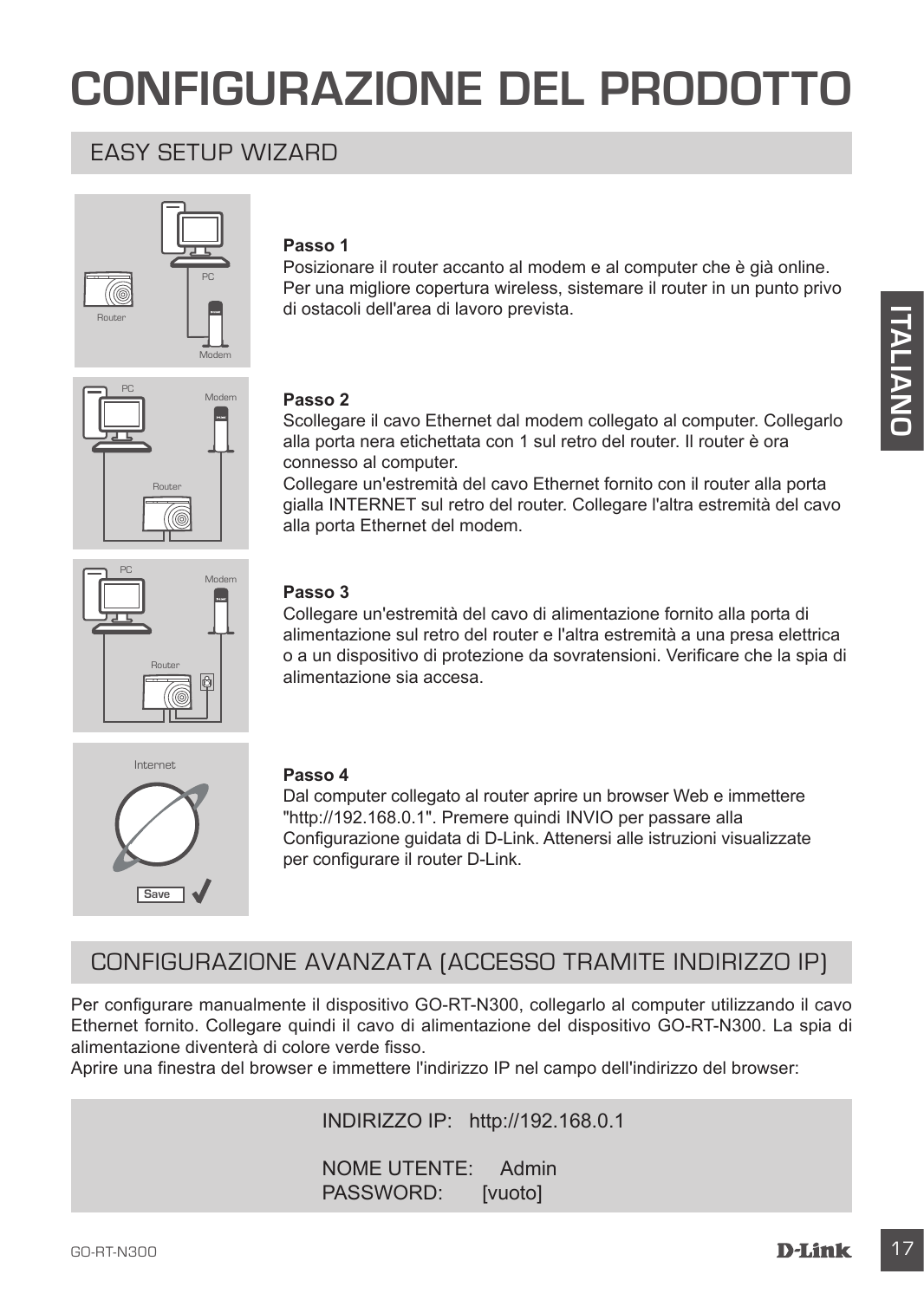# CONFIGURAZIONE DEL PRODOTTO

## EASY SETUP WIZARD

**Passo 1**
Posizionare il router accanto al modem e al computer che è già online. Per una migliore copertura wireless, sistemare il router in un punto privo di ostacoli dell'area di lavoro prevista.

**Passo 2**
Scollegare il cavo Ethernet dal modem collegato al computer. Collegarlo alla porta nera etichettata con 1 sul retro del router. Il router è ora connesso al computer.
Collegare un'estremità del cavo Ethernet fornito con il router alla porta gialla INTERNET sul retro del router. Collegare l'altra estremità del cavo alla porta Ethernet del modem.

**Passo 3**
Collegare un'estremità del cavo di alimentazione fornito alla porta di alimentazione sul retro del router e l'altra estremità a una presa elettrica o a un dispositivo di protezione da sovratensioni. Verificare che la spia di alimentazione sia accesa.

**Passo 4**
Dal computer collegato al router aprire un browser Web e immettere "http://192.168.0.1". Premere quindi INVIO per passare alla Configurazione guidata di D-Link. Attenersi alle istruzioni visualizzate per configurare il router D-Link.

## CONFIGURAZIONE AVANZATA (ACCESSO TRAMITE INDIRIZZO IP)

Per configurare manualmente il dispositivo GO-RT-N300, collegarlo al computer utilizzando il cavo Ethernet fornito. Collegare quindi il cavo di alimentazione del dispositivo GO-RT-N300. La spia di alimentazione diventerà di colore verde fisso.
Aprire una finestra del browser e immettere l'indirizzo IP nel campo dell'indirizzo del browser:

INDIRIZZO IP: http://192.168.0.1

NOME UTENTE: Admin
PASSWORD: [vuoto]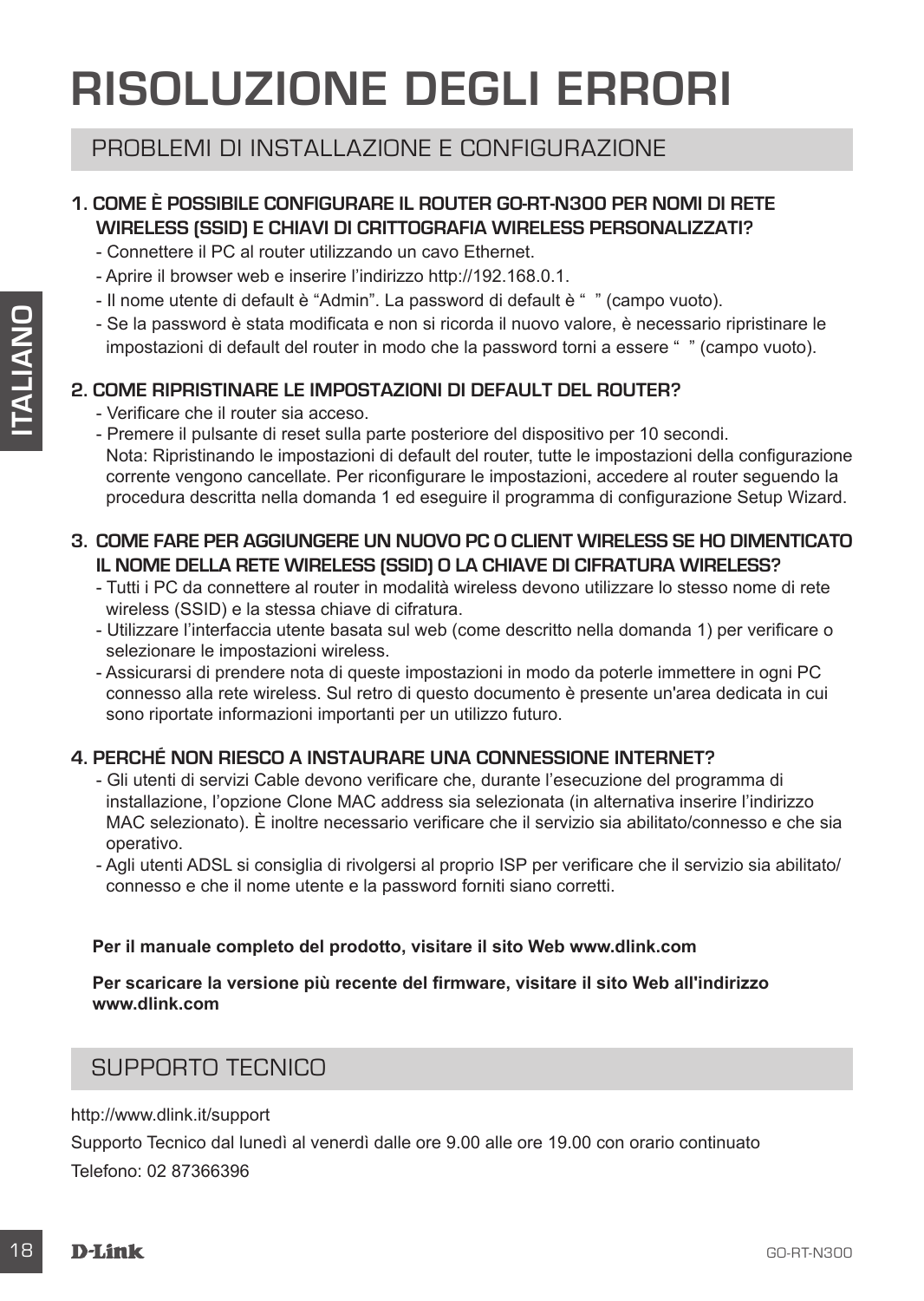# RISOLUZIONE DEGLI ERRORI

## PROBLEMI DI INSTALLAZIONE E CONFIGURAZIONE

**1. COME È POSSIBILE CONFIGURARE IL ROUTER GO-RT-N300 PER NOMI DI RETE WIRELESS (SSID) E CHIAVI DI CRITTOGRAFIA WIRELESS PERSONALIZZATI?**

- Connettere il PC al router utilizzando un cavo Ethernet.
- Aprire il browser web e inserire l'indirizzo http://192.168.0.1.
- Il nome utente di default è "Admin". La password di default è " " (campo vuoto).
- Se la password è stata modificata e non si ricorda il nuovo valore, è necessario ripristinare le impostazioni di default del router in modo che la password torni a essere " " (campo vuoto).

**2. COME RIPRISTINARE LE IMPOSTAZIONI DI DEFAULT DEL ROUTER?**

- Verificare che il router sia acceso.
- Premere il pulsante di reset sulla parte posteriore del dispositivo per 10 secondi.
  Nota: Ripristinando le impostazioni di default del router, tutte le impostazioni della configurazione corrente vengono cancellate. Per riconfigurare le impostazioni, accedere al router seguendo la procedura descritta nella domanda 1 ed eseguire il programma di configurazione Setup Wizard.

**3. COME FARE PER AGGIUNGERE UN NUOVO PC O CLIENT WIRELESS SE HO DIMENTICATO IL NOME DELLA RETE WIRELESS (SSID) O LA CHIAVE DI CIFRATURA WIRELESS?**

- Tutti i PC da connettere al router in modalità wireless devono utilizzare lo stesso nome di rete wireless (SSID) e la stessa chiave di cifratura.
- Utilizzare l'interfaccia utente basata sul web (come descritto nella domanda 1) per verificare o selezionare le impostazioni wireless.
- Assicurarsi di prendere nota di queste impostazioni in modo da poterle immettere in ogni PC connesso alla rete wireless. Sul retro di questo documento è presente un'area dedicata in cui sono riportate informazioni importanti per un utilizzo futuro.

**4. PERCHÉ NON RIESCO A INSTAURARE UNA CONNESSIONE INTERNET?**

- Gli utenti di servizi Cable devono verificare che, durante l'esecuzione del programma di installazione, l'opzione Clone MAC address sia selezionata (in alternativa inserire l'indirizzo MAC selezionato). È inoltre necessario verificare che il servizio sia abilitato/connesso e che sia operativo.
- Agli utenti ADSL si consiglia di rivolgersi al proprio ISP per verificare che il servizio sia abilitato/connesso e che il nome utente e la password forniti siano corretti.

**Per il manuale completo del prodotto, visitare il sito Web www.dlink.com**

**Per scaricare la versione più recente del firmware, visitare il sito Web all'indirizzo www.dlink.com**

## SUPPORTO TECNICO

http://www.dlink.it/support

Supporto Tecnico dal lunedì al venerdì dalle ore 9.00 alle ore 19.00 con orario continuato

Telefono: 02 87366396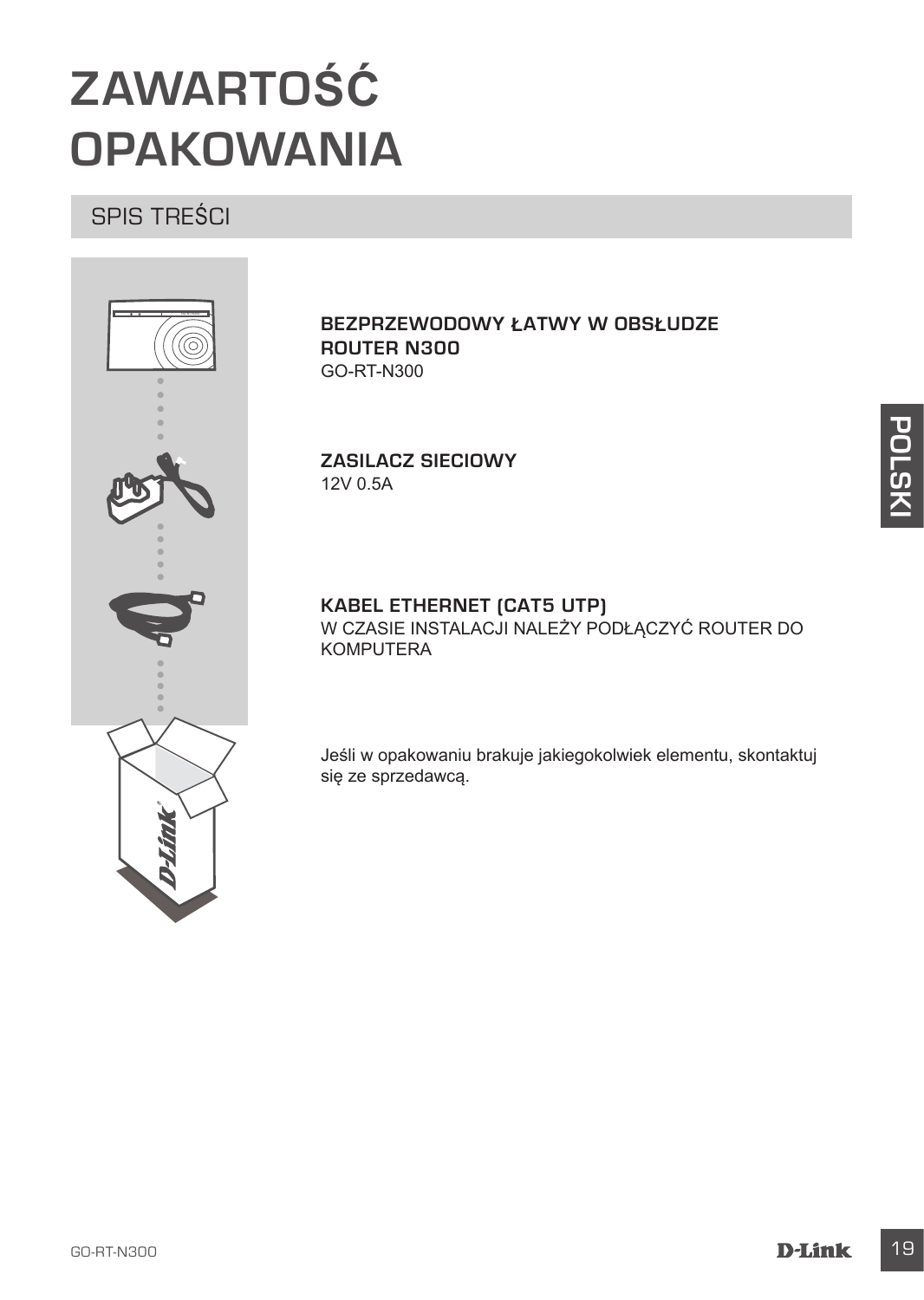# ZAWARTOŚĆ OPAKOWANIA

## SPIS TREŚCI

**BEZPRZEWODOWY ŁATWY W OBSŁUDZE ROUTER N300**
GO-RT-N300

**ZASILACZ SIECIOWY**
12V 0.5A

**KABEL ETHERNET (CAT5 UTP)**
W CZASIE INSTALACJI NALEŻY PODŁĄCZYĆ ROUTER DO KOMPUTERA

Jeśli w opakowaniu brakuje jakiegokolwiek elementu, skontaktuj się ze sprzedawcą.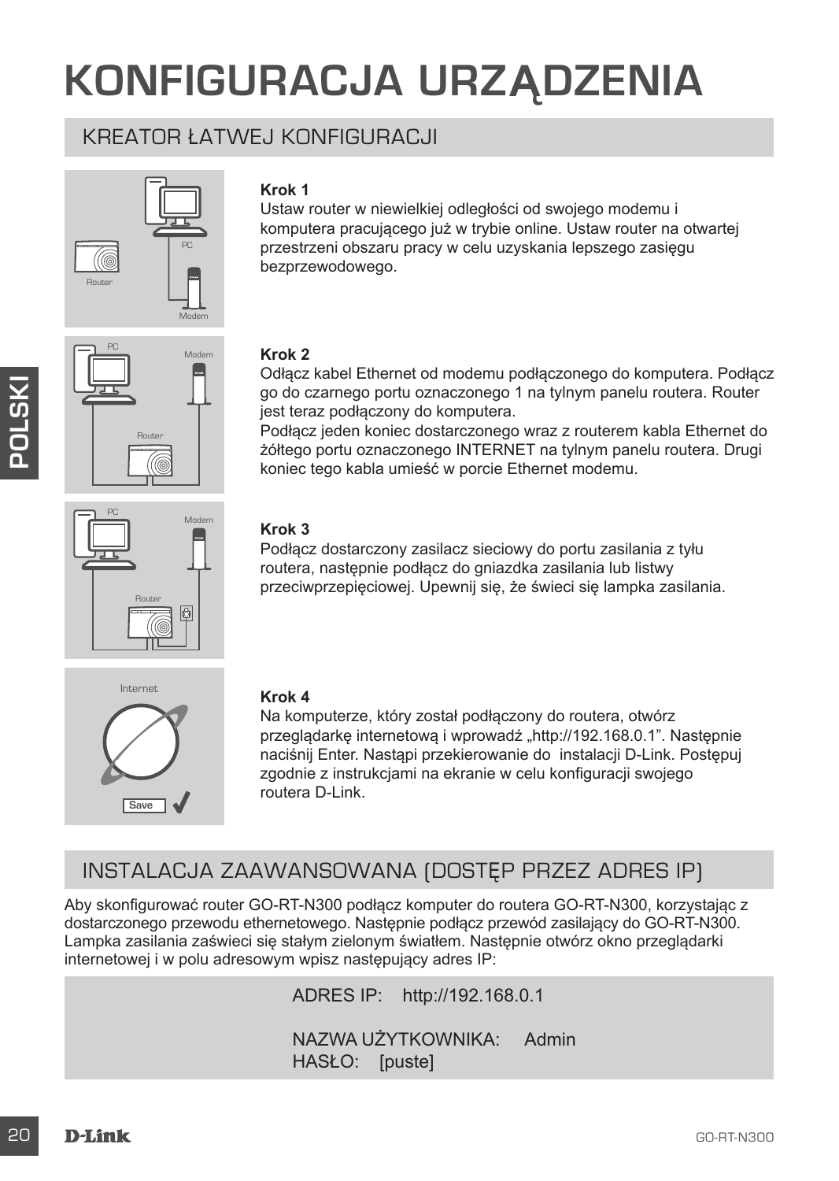# KONFIGURACJA URZĄDZENIA

## KREATOR ŁATWEJ KONFIGURACJI

**Krok 1**
Ustaw router w niewielkiej odległości od swojego modemu i komputera pracującego już w trybie online. Ustaw router na otwartej przestrzeni obszaru pracy w celu uzyskania lepszego zasięgu bezprzewodowego.

**Krok 2**
Odłącz kabel Ethernet od modemu podłączonego do komputera. Podłącz go do czarnego portu oznaczonego 1 na tylnym panelu routera. Router jest teraz podłączony do komputera.
Podłącz jeden koniec dostarczonego wraz z routerem kabla Ethernet do żółtego portu oznaczonego INTERNET na tylnym panelu routera. Drugi koniec tego kabla umieść w porcie Ethernet modemu.

**Krok 3**
Podłącz dostarczony zasilacz sieciowy do portu zasilania z tyłu routera, następnie podłącz do gniazdka zasilania lub listwy przeciwprzepięciowej. Upewnij się, że świeci się lampka zasilania.

**Krok 4**
Na komputerze, który został podłączony do routera, otwórz przeglądarkę internetową i wprowadź „http://192.168.0.1”. Następnie naciśnij Enter. Nastąpi przekierowanie do instalacji D-Link. Postępuj zgodnie z instrukcjami na ekranie w celu konfiguracji swojego routera D-Link.

## INSTALACJA ZAAWANSOWANA (DOSTĘP PRZEZ ADRES IP)

Aby skonfigurować router GO-RT-N300 podłącz komputer do routera GO-RT-N300, korzystając z dostarczonego przewodu ethernetowego. Następnie podłącz przewód zasilający do GO-RT-N300. Lampka zasilania zaświeci się stałym zielonym światłem. Następnie otwórz okno przeglądarki internetowej i w polu adresowym wpisz następujący adres IP:

ADRES IP: http://192.168.0.1

NAZWA UŻYTKOWNIKA: Admin
HASŁO: [puste]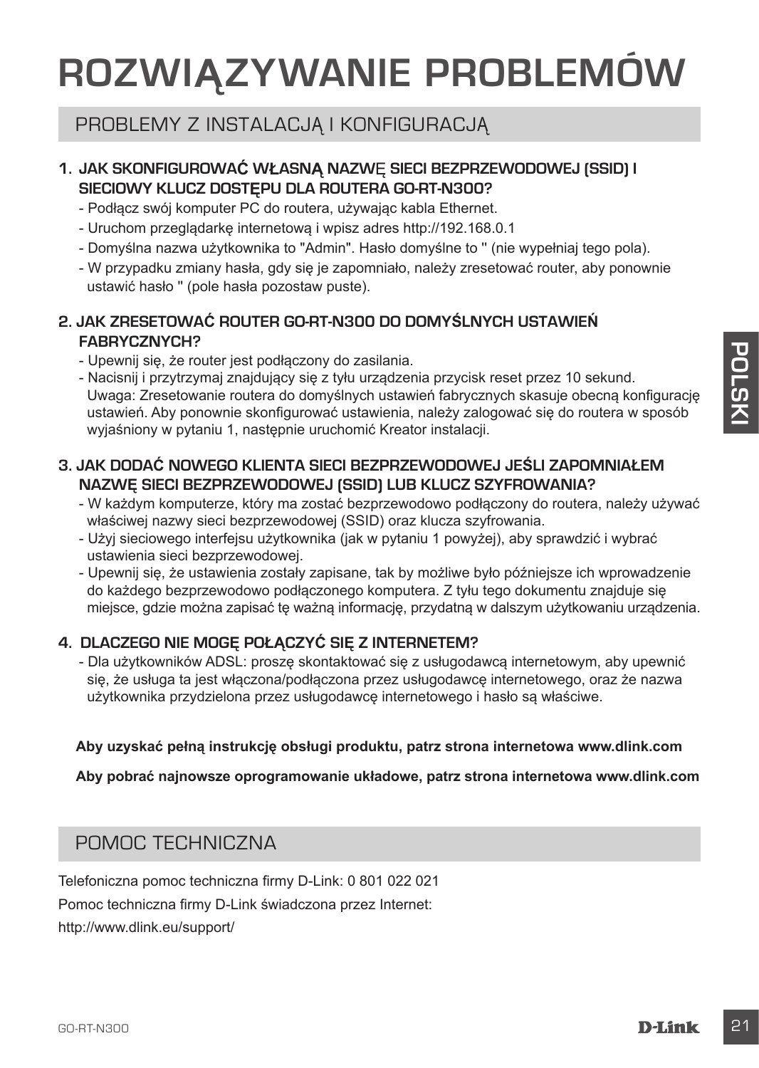# ROZWIĄZYWANIE PROBLEMÓW

## PROBLEMY Z INSTALACJĄ I KONFIGURACJĄ

### 1. JAK SKONFIGUROWAĆ WŁASNĄ NAZWĘ SIECI BEZPRZEWODOWEJ (SSID) I SIECIOWY KLUCZ DOSTĘPU DLA ROUTERA GO-RT-N300?

- Podłącz swój komputer PC do routera, używając kabla Ethernet.
- Uruchom przeglądarkę internetową i wpisz adres http://192.168.0.1
- Domyślna nazwa użytkownika to "Admin". Hasło domyślne to '' (nie wypełniaj tego pola).
- W przypadku zmiany hasła, gdy się je zapomniało, należy zresetować router, aby ponownie ustawić hasło '' (pole hasła pozostaw puste).

### 2. JAK ZRESETOWAĆ ROUTER GO-RT-N300 DO DOMYŚLNYCH USTAWIEŃ FABRYCZNYCH?

- Upewnij się, że router jest podłączony do zasilania.
- Nacisnij i przytrzymaj znajdujący się z tyłu urządzenia przycisk reset przez 10 sekund. Uwaga: Zresetowanie routera do domyślnych ustawień fabrycznych skasuje obecną konfigurację ustawień. Aby ponownie skonfigurować ustawienia, należy zalogować się do routera w sposób wyjaśniony w pytaniu 1, następnie uruchomić Kreator instalacji.

### 3. JAK DODAĆ NOWEGO KLIENTA SIECI BEZPRZEWODOWEJ JEŚLI ZAPOMNIAŁEM NAZWĘ SIECI BEZPRZEWODOWEJ (SSID) LUB KLUCZ SZYFROWANIA?

- W każdym komputerze, który ma zostać bezprzewodowo podłączony do routera, należy używać właściwej nazwy sieci bezprzewodowej (SSID) oraz klucza szyfrowania.
- Użyj sieciowego interfejsu użytkownika (jak w pytaniu 1 powyżej), aby sprawdzić i wybrać ustawienia sieci bezprzewodowej.
- Upewnij się, że ustawienia zostały zapisane, tak by możliwe było późniejsze ich wprowadzenie do każdego bezprzewodowo podłączonego komputera. Z tyłu tego dokumentu znajduje się miejsce, gdzie można zapisać tę ważną informację, przydatną w dalszym użytkowaniu urządzenia.

### 4. DLACZEGO NIE MOGĘ POŁĄCZYĆ SIĘ Z INTERNETEM?

- Dla użytkowników ADSL: proszę skontaktować się z usługodawcą internetowym, aby upewnić się, że usługa ta jest włączona/podłączona przez usługodawcę internetowego, oraz że nazwa użytkownika przydzielona przez usługodawcę internetowego i hasło są właściwe.

**Aby uzyskać pełną instrukcję obsługi produktu, patrz strona internetowa www.dlink.com**

**Aby pobrać najnowsze oprogramowanie układowe, patrz strona internetowa www.dlink.com**

## POMOC TECHNICZNA

Telefoniczna pomoc techniczna firmy D-Link: 0 801 022 021

Pomoc techniczna firmy D-Link świadczona przez Internet:

http://www.dlink.eu/support/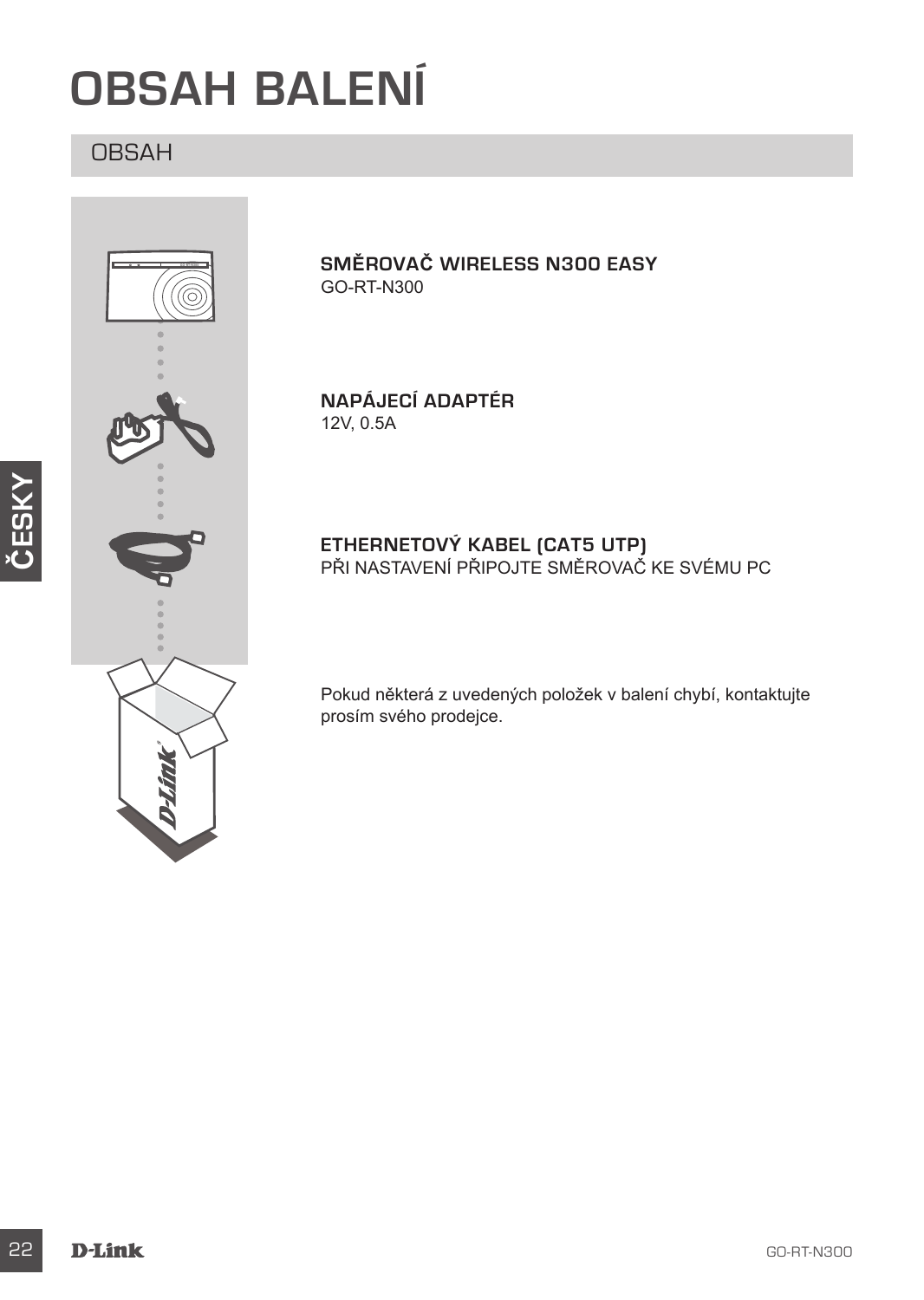# OBSAH BALENÍ

## OBSAH

**SMĚROVAČ WIRELESS N300 EASY**
GO-RT-N300

**NAPÁJECÍ ADAPTÉR**
12V, 0.5A

**ETHERNETOVÝ KABEL (CAT5 UTP)**
PŘI NASTAVENÍ PŘIPOJTE SMĚROVAČ KE SVÉMU PC

Pokud některá z uvedených položek v balení chybí, kontaktujte prosím svého prodejce.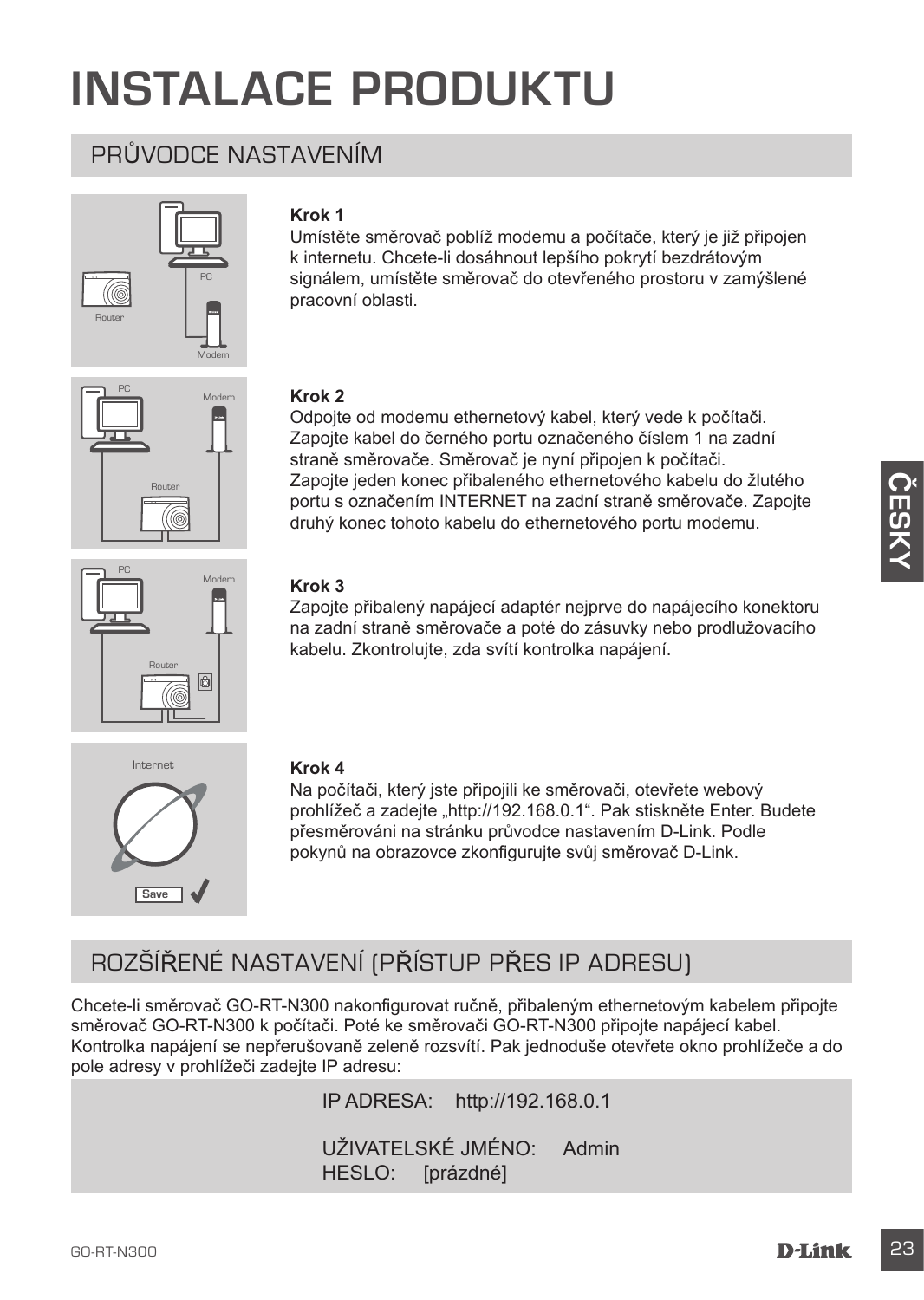# INSTALACE PRODUKTU

## PRŮVODCE NASTAVENÍM

**Krok 1**

Umístěte směrovač poblíž modemu a počítače, který je již připojen k internetu. Chcete-li dosáhnout lepšího pokrytí bezdrátovým signálem, umístěte směrovač do otevřeného prostoru v zamýšlené pracovní oblasti.

**Krok 2**

Odpojte od modemu ethernetový kabel, který vede k počítači. Zapojte kabel do černého portu označeného číslem 1 na zadní straně směrovače. Směrovač je nyní připojen k počítači. Zapojte jeden konec přibaleného ethernetového kabelu do žlutého portu s označením INTERNET na zadní straně směrovače. Zapojte druhý konec tohoto kabelu do ethernetového portu modemu.

**Krok 3**

Zapojte přibalený napájecí adaptér nejprve do napájecího konektoru na zadní straně směrovače a poté do zásuvky nebo prodlužovacího kabelu. Zkontrolujte, zda svítí kontrolka napájení.

**Krok 4**

Na počítači, který jste připojili ke směrovači, otevřete webový prohlížeč a zadejte „http://192.168.0.1“. Pak stiskněte Enter. Budete přesměrováni na stránku průvodce nastavením D-Link. Podle pokynů na obrazovce zkonfigurujte svůj směrovač D-Link.

## ROZŠÍŘENÉ NASTAVENÍ (PŘÍSTUP PŘES IP ADRESU)

Chcete-li směrovač GO-RT-N300 nakonfigurovat ručně, přibaleným ethernetovým kabelem připojte směrovač GO-RT-N300 k počítači. Poté ke směrovači GO-RT-N300 připojte napájecí kabel. Kontrolka napájení se nepřerušovaně zeleně rozsvítí. Pak jednoduše otevřete okno prohlížeče a do pole adresy v prohlížeči zadejte IP adresu:

IP ADRESA: http://192.168.0.1

UŽIVATELSKÉ JMÉNO: Admin
HESLO: [prázdné]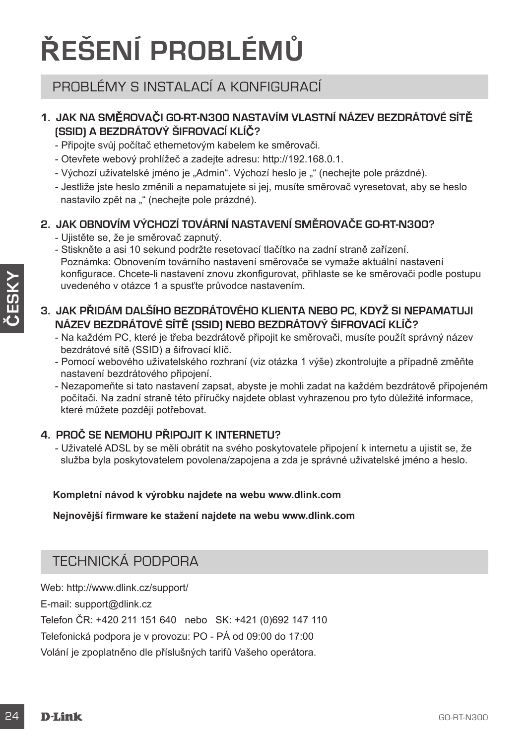# ŘEŠENÍ PROBLÉMŮ

## PROBLÉMY S INSTALACÍ A KONFIGURACÍ

### 1. JAK NA SMĚROVAČI GO-RT-N300 NASTAVÍM VLASTNÍ NÁZEV BEZDRÁTOVÉ SÍTĚ (SSID) A BEZDRÁTOVÝ ŠIFROVACÍ KLÍČ?

- Připojte svůj počítač ethernetovým kabelem ke směrovači.
- Otevřete webový prohlížeč a zadejte adresu: http://192.168.0.1.
- Výchozí uživatelské jméno je „Admin". Výchozí heslo je „" (nechejte pole prázdné).
- Jestliže jste heslo změnili a nepamatujete si jej, musíte směrovač vyresetovat, aby se heslo nastavilo zpět na „" (nechejte pole prázdné).

### 2. JAK OBNOVÍM VÝCHOZÍ TOVÁRNÍ NASTAVENÍ SMĚROVAČE GO-RT-N300?

- Ujistěte se, že je směrovač zapnutý.
- Stiskněte a asi 10 sekund podržte resetovací tlačítko na zadní straně zařízení.
  Poznámka: Obnovením továrního nastavení směrovače se vymaže aktuální nastavení konfigurace. Chcete-li nastavení znovu zkonfigurovat, přihlaste se ke směrovači podle postupu uvedeného v otázce 1 a spusťte průvodce nastavením.

### 3. JAK PŘIDÁM DALŠÍHO BEZDRÁTOVÉHO KLIENTA NEBO PC, KDYŽ SI NEPAMATUJI NÁZEV BEZDRÁTOVÉ SÍTĚ (SSID) NEBO BEZDRÁTOVÝ ŠIFROVACÍ KLÍČ?

- Na každém PC, které je třeba bezdrátově připojit ke směrovači, musíte použít správný název bezdrátové sítě (SSID) a šifrovací klíč.
- Pomocí webového uživatelského rozhraní (viz otázka 1 výše) zkontrolujte a případně změňte nastavení bezdrátového připojení.
- Nezapomeňte si tato nastavení zapsat, abyste je mohli zadat na každém bezdrátově připojeném počítači. Na zadní straně této příručky najdete oblast vyhrazenou pro tyto důležité informace, které můžete později potřebovat.

### 4. PROČ SE NEMOHU PŘIPOJIT K INTERNETU?

- Uživatelé ADSL by se měli obrátit na svého poskytovatele připojení k internetu a ujistit se, že služba byla poskytovatelem povolena/zapojena a zda je správné uživatelské jméno a heslo.

**Kompletní návod k výrobku najdete na webu www.dlink.com**

**Nejnovější firmware ke stažení najdete na webu www.dlink.com**

## TECHNICKÁ PODPORA

Web: http://www.dlink.cz/support/

E-mail: support@dlink.cz

Telefon ČR: +420 211 151 640 nebo SK: +421 (0)692 147 110

Telefonická podpora je v provozu: PO - PÁ od 09:00 do 17:00

Volání je zpoplatněno dle příslušných tarifů Vašeho operátora.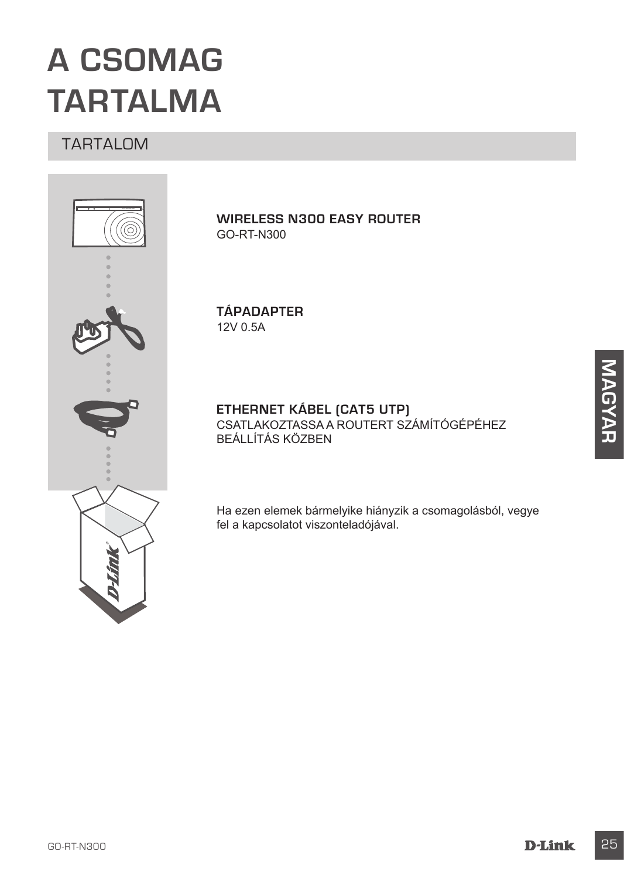# A CSOMAG TARTALMA

## TARTALOM

**WIRELESS N300 EASY ROUTER**
GO-RT-N300

**TÁPADAPTER**
12V 0.5A

**ETHERNET KÁBEL (CAT5 UTP)**
CSATLAKOZTASSA A ROUTERT SZÁMÍTÓGÉPÉHEZ BEÁLLÍTÁS KÖZBEN

Ha ezen elemek bármelyike hiányzik a csomagolásból, vegye fel a kapcsolatot viszonteladójával.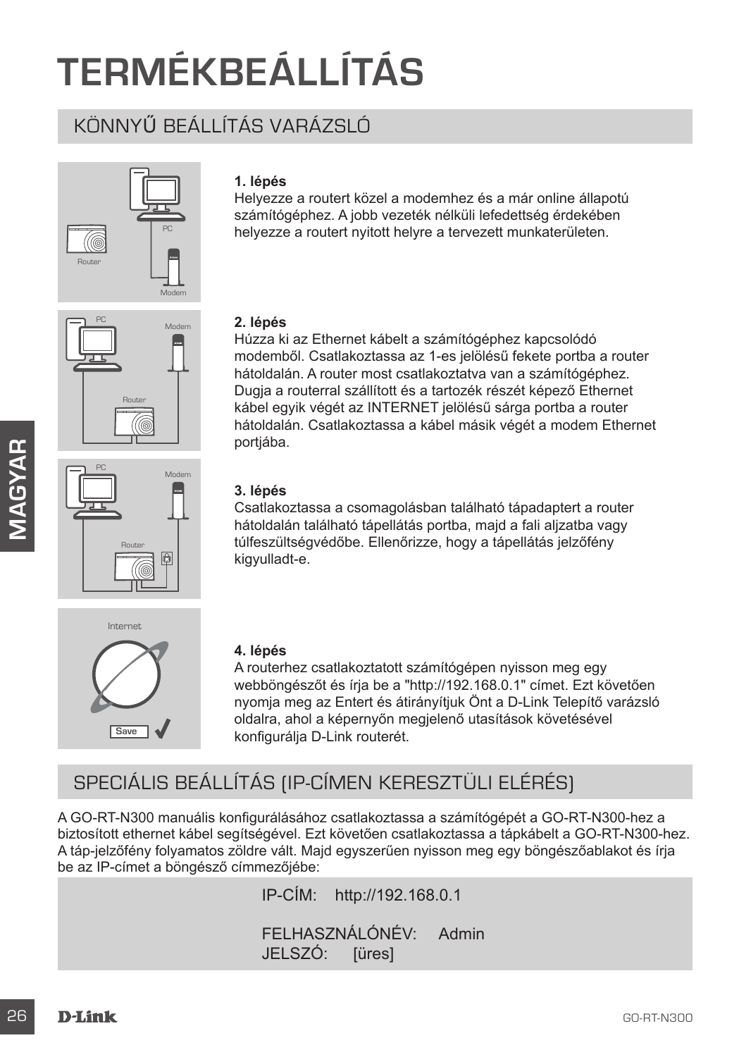# TERMÉKBEÁLLÍTÁS

## KÖNNYŰ BEÁLLÍTÁS VARÁZSLÓ

**1. lépés**
Helyezze a routert közel a modemhez és a már online állapotú számítógéphez. A jobb vezeték nélküli lefedettség érdekében helyezze a routert nyitott helyre a tervezett munkaterületen.

**2. lépés**
Húzza ki az Ethernet kábelt a számítógéphez kapcsolódó modemből. Csatlakoztassa az 1-es jelölésű fekete portba a router hátoldalán. A router most csatlakoztatva van a számítógéphez. Dugja a routerral szállított és a tartozék részét képező Ethernet kábel egyik végét az INTERNET jelölésű sárga portba a router hátoldalán. Csatlakoztassa a kábel másik végét a modem Ethernet portjába.

**3. lépés**
Csatlakoztassa a csomagolásban található tápadaptert a router hátoldalán található tápellátás portba, majd a fali aljzatba vagy túlfeszültségvédőbe. Ellenőrizze, hogy a tápellátás jelzőfény kigyulladt-e.

**4. lépés**
A routerhez csatlakoztatott számítógépen nyisson meg egy webböngészőt és írja be a "http://192.168.0.1" címet. Ezt követően nyomja meg az Entert és átirányítjuk Önt a D-Link Telepítő varázsló oldalra, ahol a képernyőn megjelenő utasítások követésével konfigurálja D-Link routerét.

## SPECIÁLIS BEÁLLÍTÁS (IP-CÍMEN KERESZTÜLI ELÉRÉS)

A GO-RT-N300 manuális konfigurálásához csatlakoztassa a számítógépét a GO-RT-N300-hez a biztosított ethernet kábel segítségével. Ezt követően csatlakoztassa a tápkábelt a GO-RT-N300-hez. A táp-jelzőfény folyamatos zöldre vált. Majd egyszerűen nyisson meg egy böngészőablakot és írja be az IP-címet a böngésző címmezőjébe:

IP-CÍM: http://192.168.0.1

FELHASZNÁLÓNÉV: Admin
JELSZÓ: [üres]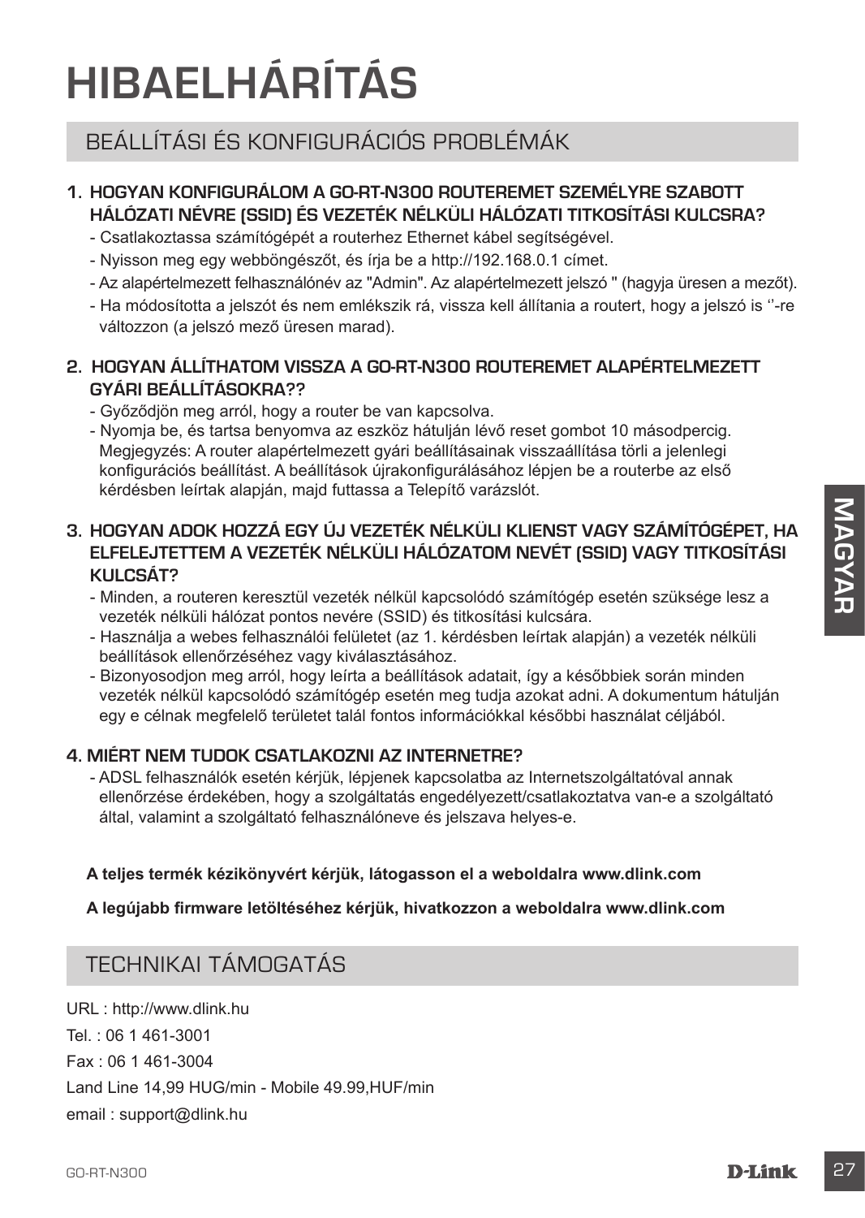# HIBAELHÁRÍTÁS

## BEÁLLÍTÁSI ÉS KONFIGURÁCIÓS PROBLÉMÁK

### 1. HOGYAN KONFIGURÁLOM A GO-RT-N300 ROUTEREMET SZEMÉLYRE SZABOTT HÁLÓZATI NÉVRE (SSID) ÉS VEZETÉK NÉLKÜLI HÁLÓZATI TITKOSÍTÁSI KULCSRA?

- Csatlakoztassa számítógépét a routerhez Ethernet kábel segítségével.
- Nyisson meg egy webböngészőt, és írja be a http://192.168.0.1 címet.
- Az alapértelmezett felhasználónév az "Admin". Az alapértelmezett jelszó " (hagyja üresen a mezőt).
- Ha módosította a jelszót és nem emlékszik rá, vissza kell állítania a routert, hogy a jelszó is ''-re változzon (a jelszó mező üresen marad).

### 2. HOGYAN ÁLLÍTHATOM VISSZA A GO-RT-N300 ROUTEREMET ALAPÉRTELMEZETT GYÁRI BEÁLLÍTÁSOKRA??

- Győződjön meg arról, hogy a router be van kapcsolva.
- Nyomja be, és tartsa benyomva az eszköz hátulján lévő reset gombot 10 másodpercig. Megjegyzés: A router alapértelmezett gyári beállításainak visszaállítása törli a jelenlegi konfigurációs beállítást. A beállítások újrakonfigurálásához lépjen be a routerbe az első kérdésben leírtak alapján, majd futtassa a Telepítő varázslót.

### 3. HOGYAN ADOK HOZZÁ EGY ÚJ VEZETÉK NÉLKÜLI KLIENST VAGY SZÁMÍTÓGÉPET, HA ELFELEJTETTEM A VEZETÉK NÉLKÜLI HÁLÓZATOM NEVÉT (SSID) VAGY TITKOSÍTÁSI KULCSÁT?

- Minden, a routeren keresztül vezeték nélkül kapcsolódó számítógép esetén szüksége lesz a vezeték nélküli hálózat pontos nevére (SSID) és titkosítási kulcsára.
- Használja a webes felhasználói felületet (az 1. kérdésben leírtak alapján) a vezeték nélküli beállítások ellenőrzéséhez vagy kiválasztásához.
- Bizonyosodjon meg arról, hogy leírta a beállítások adatait, így a későbbiek során minden vezeték nélkül kapcsolódó számítógép esetén meg tudja azokat adni. A dokumentum hátulján egy e célnak megfelelő területet talál fontos információkkal későbbi használat céljából.

### 4. MIÉRT NEM TUDOK CSATLAKOZNI AZ INTERNETRE?

- ADSL felhasználók esetén kérjük, lépjenek kapcsolatba az Internetszolgáltatóval annak ellenőrzése érdekében, hogy a szolgáltatás engedélyezett/csatlakoztatva van-e a szolgáltató által, valamint a szolgáltató felhasználóneve és jelszava helyes-e.

**A teljes termék kézikönyvért kérjük, látogasson el a weboldalra www.dlink.com**

**A legújabb firmware letöltéséhez kérjük, hivatkozzon a weboldalra www.dlink.com**

## TECHNIKAI TÁMOGATÁS

URL : http://www.dlink.hu

Tel. : 06 1 461-3001

Fax : 06 1 461-3004

Land Line 14,99 HUG/min - Mobile 49.99,HUF/min

email : support@dlink.hu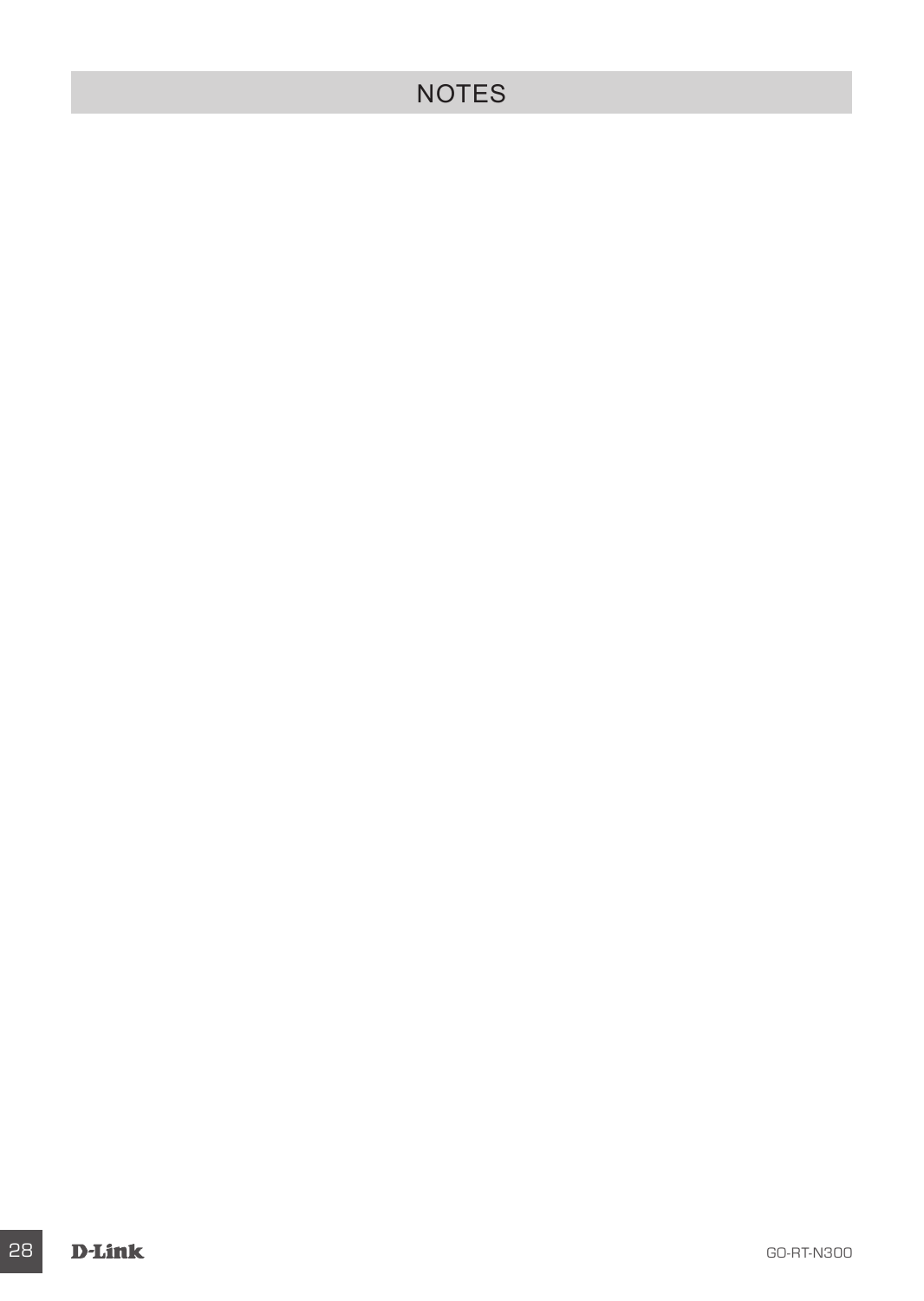# NOTES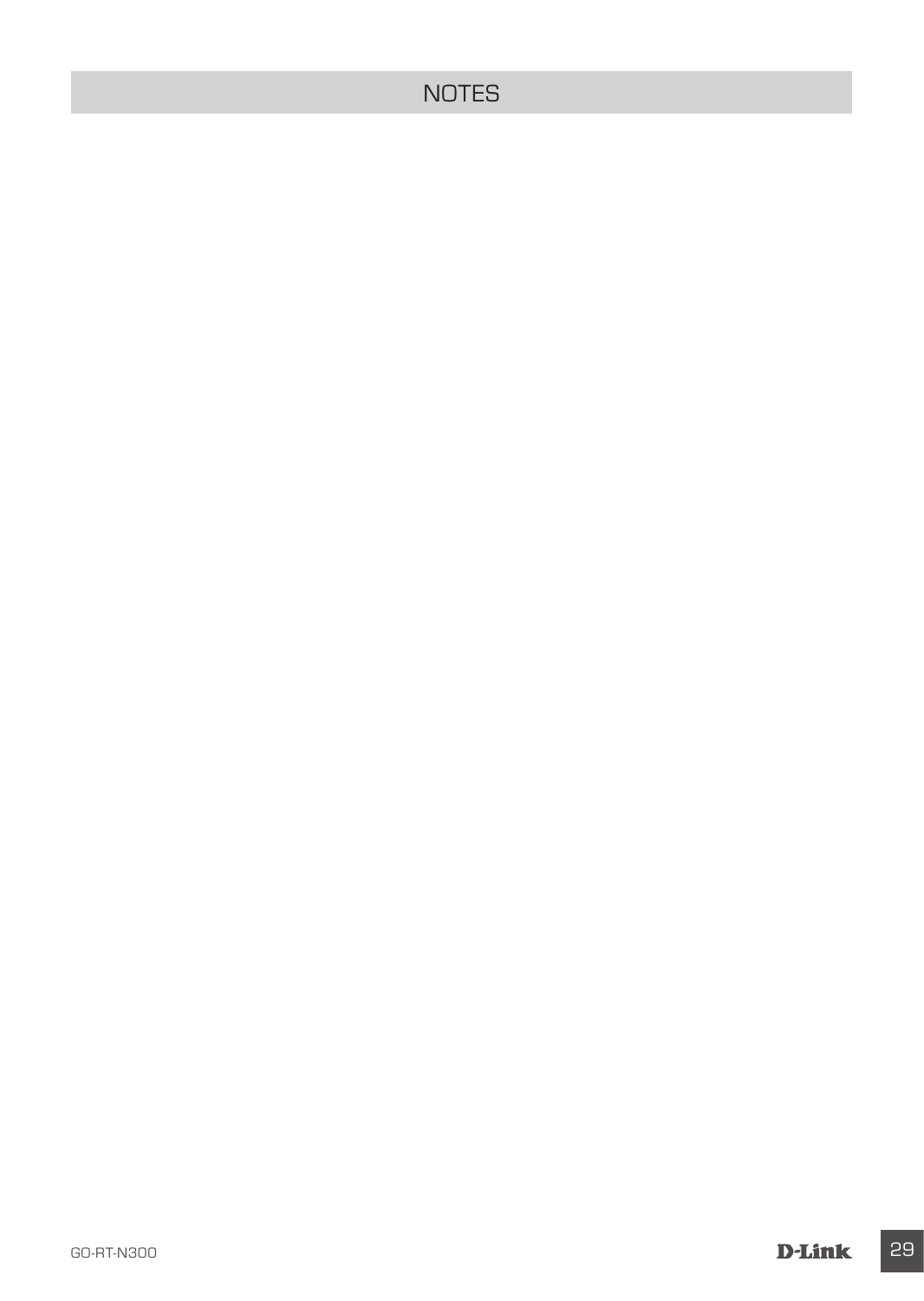# NOTES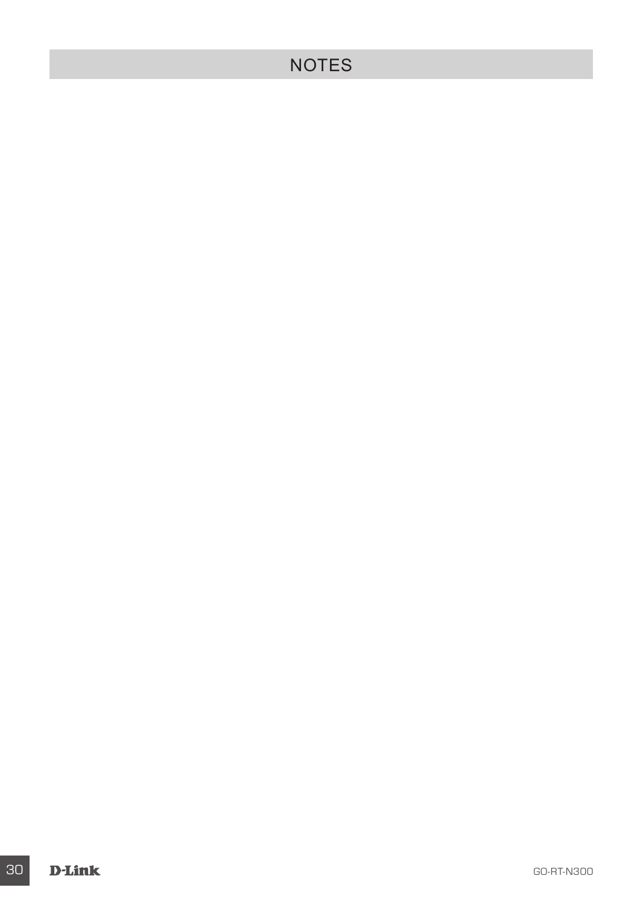# NOTES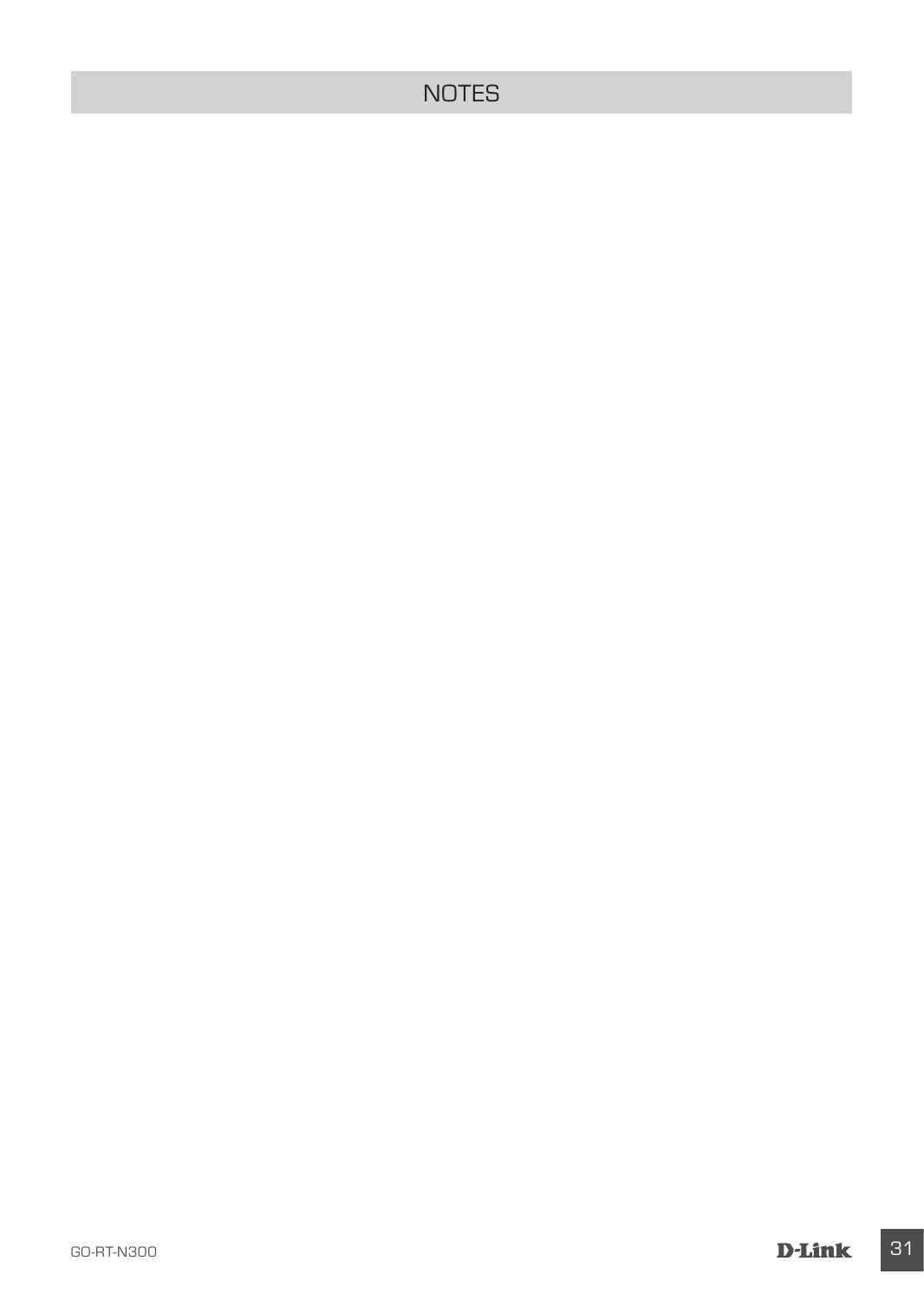# NOTES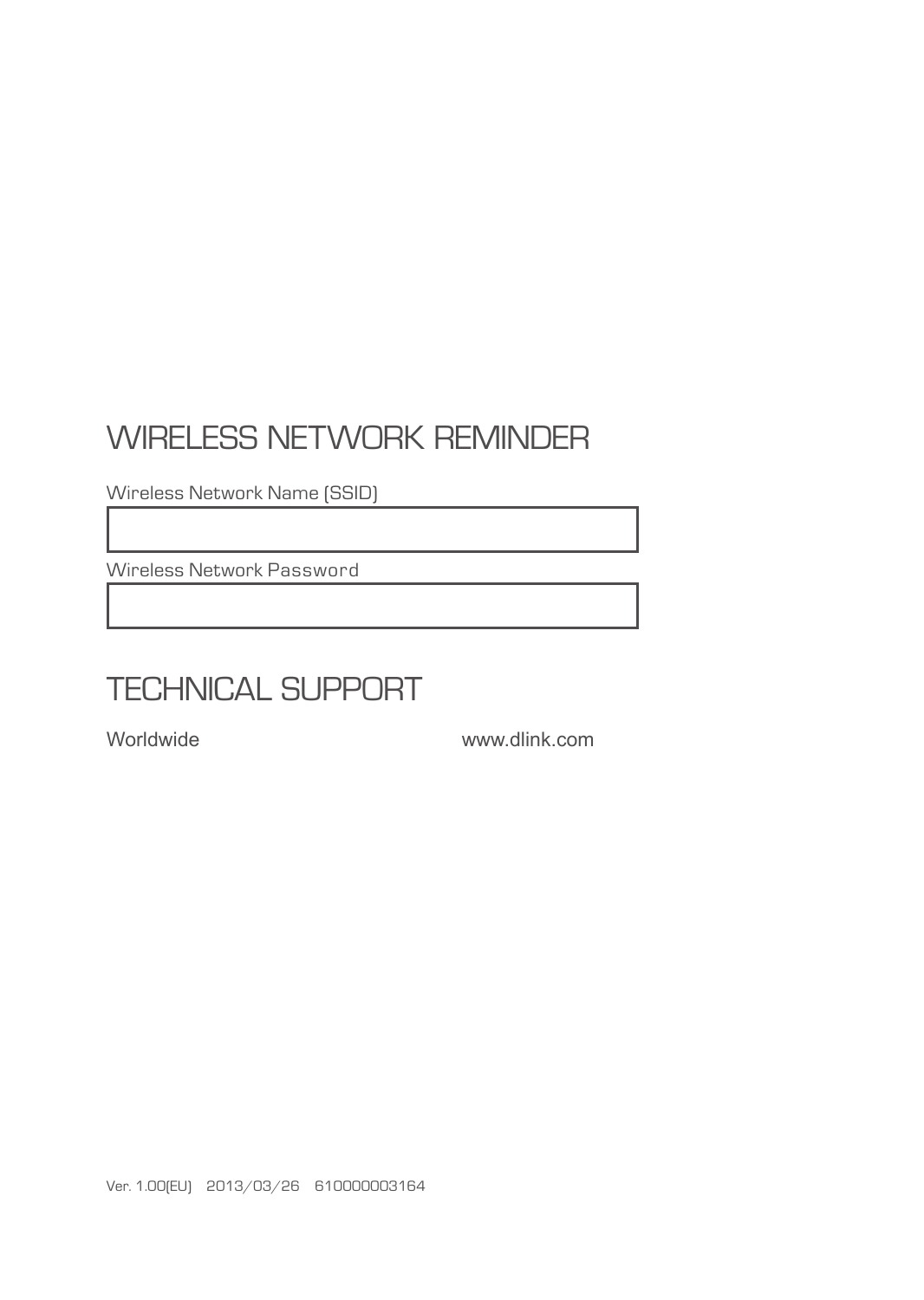# WIRELESS NETWORK REMINDER

Wireless Network Name (SSID)

| |
|---|
| |

Wireless Network Password

| |
|---|
| |

# TECHNICAL SUPPORT

Worldwide www.dlink.com

Ver. 1.00(EU) 2013/03/26 610000003164